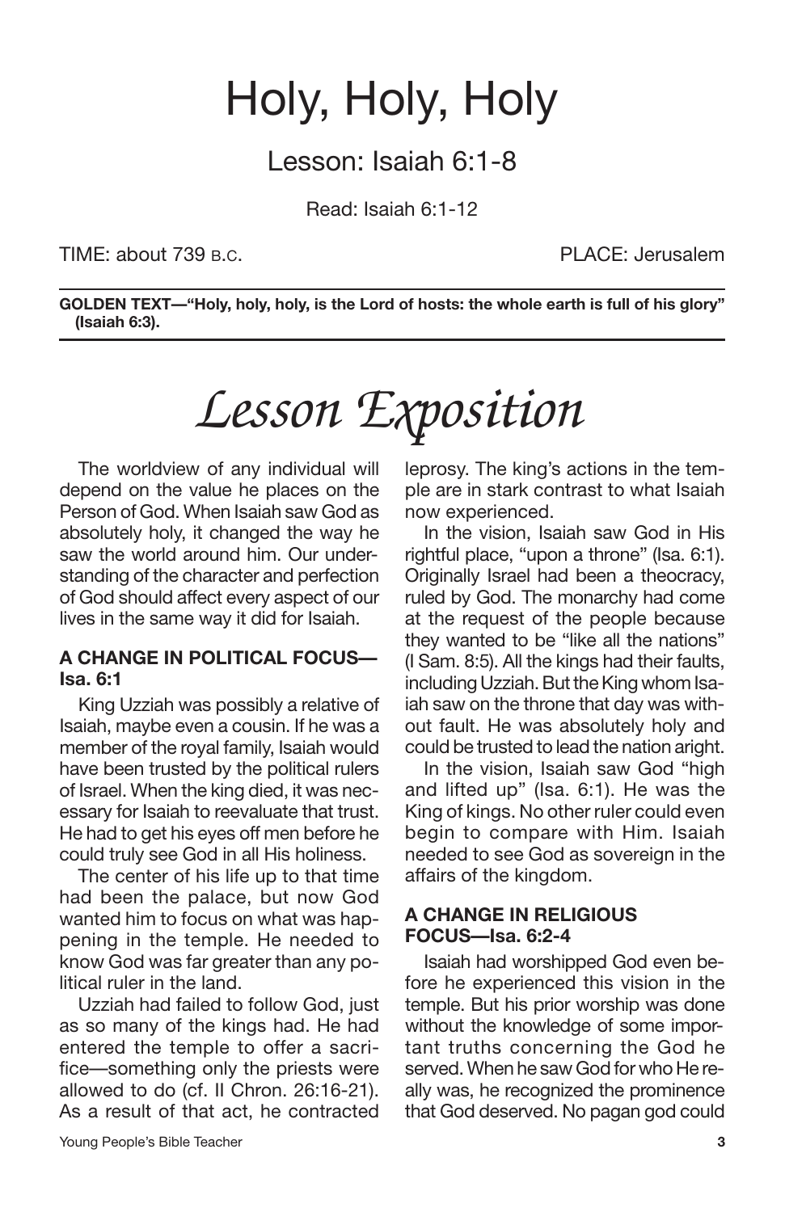# Holy, Holy, Holy

## Lesson: Isaiah 6:1-8

Read: Isaiah 6:1-12

TIME: about 739 B.C. PLACE: Jerusalem

**GOLDEN TEXT—"Holy, holy, holy, is the Lord of hosts: the whole earth is full of his glory" (Isaiah 6:3).**

# *Lesson Exposition*

The worldview of any individual will depend on the value he places on the Person of God. When Isaiah saw God as absolutely holy, it changed the way he saw the world around him. Our understanding of the character and perfection of God should affect every aspect of our lives in the same way it did for Isaiah.

### A CHANGE IN POLITICAL FOCUS—Isa. 6:1

King Uzziah was possibly a relative of Isaiah, maybe even a cousin. If he was a member of the royal family, Isaiah would have been trusted by the political rulers of Israel. When the king died, it was necessary for Isaiah to reevaluate that trust. He had to get his eyes off men before he could truly see God in all His holiness.

The center of his life up to that time had been the palace, but now God wanted him to focus on what was happening in the temple. He needed to know God was far greater than any political ruler in the land.

Uzziah had failed to follow God, just as so many of the kings had. He had entered the temple to offer a sacrifice—something only the priests were allowed to do (cf. II Chron. 26:16-21). As a result of that act, he contracted leprosy. The king's actions in the temple are in stark contrast to what Isaiah now experienced.

In the vision, Isaiah saw God in His rightful place, "upon a throne" (Isa. 6:1). Originally Israel had been a theocracy, ruled by God. The monarchy had come at the request of the people because they wanted to be "like all the nations" (I Sam. 8:5). All the kings had their faults, including Uzziah. But the King whom Isaiah saw on the throne that day was without fault. He was absolutely holy and could be trusted to lead the nation aright.

In the vision, Isaiah saw God "high and lifted up" (Isa. 6:1). He was the King of kings. No other ruler could even begin to compare with Him. Isaiah needed to see God as sovereign in the affairs of the kingdom.

### A CHANGE IN RELIGIOUS FOCUS—Isa. 6:2-4

Isaiah had worshipped God even before he experienced this vision in the temple. But his prior worship was done without the knowledge of some important truths concerning the God he served. When he saw God for who He really was, he recognized the prominence that God deserved. No pagan god could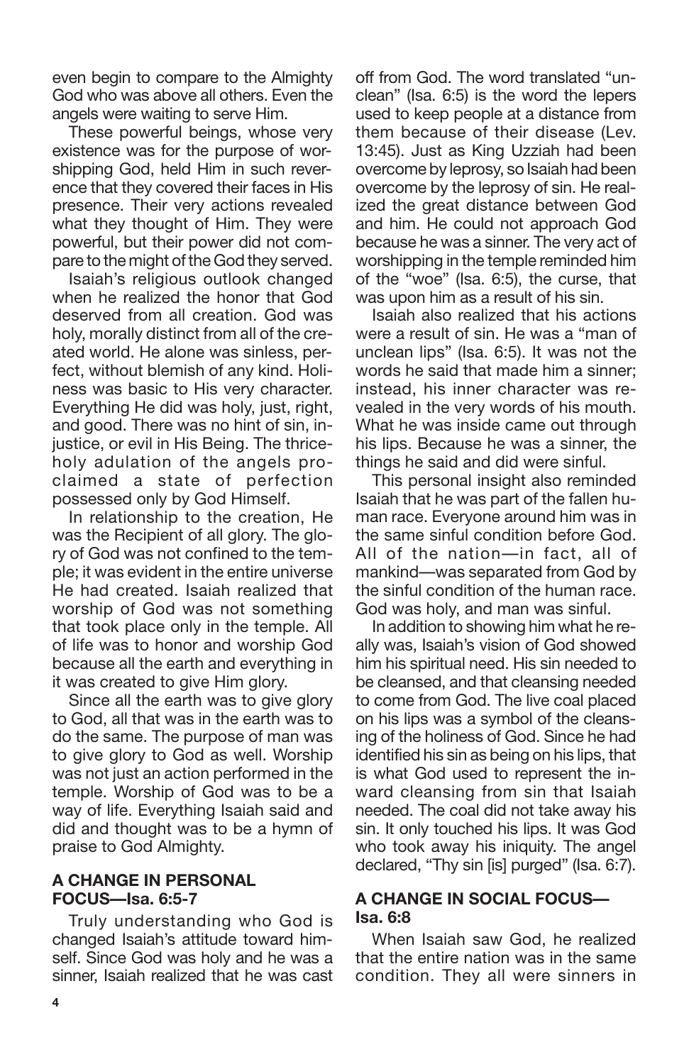even begin to compare to the Almighty God who was above all others. Even the angels were waiting to serve Him.

These powerful beings, whose very existence was for the purpose of worshipping God, held Him in such reverence that they covered their faces in His presence. Their very actions revealed what they thought of Him. They were powerful, but their power did not compare to the might of the God they served.

Isaiah's religious outlook changed when he realized the honor that God deserved from all creation. God was holy, morally distinct from all of the created world. He alone was sinless, perfect, without blemish of any kind. Holiness was basic to His very character. Everything He did was holy, just, right, and good. There was no hint of sin, injustice, or evil in His Being. The thrice-holy adulation of the angels proclaimed a state of perfection possessed only by God Himself.

In relationship to the creation, He was the Recipient of all glory. The glory of God was not confined to the temple; it was evident in the entire universe He had created. Isaiah realized that worship of God was not something that took place only in the temple. All of life was to honor and worship God because all the earth and everything in it was created to give Him glory.

Since all the earth was to give glory to God, all that was in the earth was to do the same. The purpose of man was to give glory to God as well. Worship was not just an action performed in the temple. Worship of God was to be a way of life. Everything Isaiah said and did and thought was to be a hymn of praise to God Almighty.

### A CHANGE IN PERSONAL FOCUS—Isa. 6:5-7

Truly understanding who God is changed Isaiah's attitude toward himself. Since God was holy and he was a sinner, Isaiah realized that he was cast off from God. The word translated "unclean" (Isa. 6:5) is the word the lepers used to keep people at a distance from them because of their disease (Lev. 13:45). Just as King Uzziah had been overcome by leprosy, so Isaiah had been overcome by the leprosy of sin. He realized the great distance between God and him. He could not approach God because he was a sinner. The very act of worshipping in the temple reminded him of the "woe" (Isa. 6:5), the curse, that was upon him as a result of his sin.

Isaiah also realized that his actions were a result of sin. He was a "man of unclean lips" (Isa. 6:5). It was not the words he said that made him a sinner; instead, his inner character was revealed in the very words of his mouth. What he was inside came out through his lips. Because he was a sinner, the things he said and did were sinful.

This personal insight also reminded Isaiah that he was part of the fallen human race. Everyone around him was in the same sinful condition before God. All of the nation—in fact, all of mankind—was separated from God by the sinful condition of the human race. God was holy, and man was sinful.

In addition to showing him what he really was, Isaiah's vision of God showed him his spiritual need. His sin needed to be cleansed, and that cleansing needed to come from God. The live coal placed on his lips was a symbol of the cleansing of the holiness of God. Since he had identified his sin as being on his lips, that is what God used to represent the inward cleansing from sin that Isaiah needed. The coal did not take away his sin. It only touched his lips. It was God who took away his iniquity. The angel declared, "Thy sin [is] purged" (Isa. 6:7).

### A CHANGE IN SOCIAL FOCUS—Isa. 6:8

When Isaiah saw God, he realized that the entire nation was in the same condition. They all were sinners in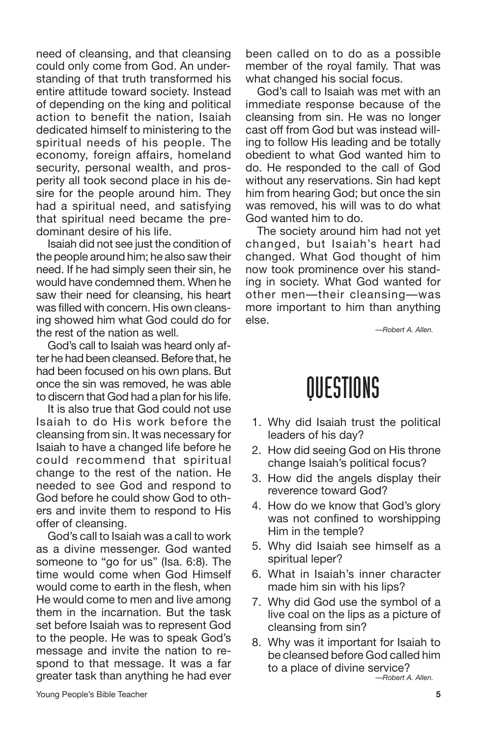need of cleansing, and that cleansing could only come from God. An understanding of that truth transformed his entire attitude toward society. Instead of depending on the king and political action to benefit the nation, Isaiah dedicated himself to ministering to the spiritual needs of his people. The economy, foreign affairs, homeland security, personal wealth, and prosperity all took second place in his desire for the people around him. They had a spiritual need, and satisfying that spiritual need became the predominant desire of his life.

Isaiah did not see just the condition of the people around him; he also saw their need. If he had simply seen their sin, he would have condemned them. When he saw their need for cleansing, his heart was filled with concern. His own cleansing showed him what God could do for the rest of the nation as well.

God's call to Isaiah was heard only after he had been cleansed. Before that, he had been focused on his own plans. But once the sin was removed, he was able to discern that God had a plan for his life.

It is also true that God could not use Isaiah to do His work before the cleansing from sin. It was necessary for Isaiah to have a changed life before he could recommend that spiritual change to the rest of the nation. He needed to see God and respond to God before he could show God to others and invite them to respond to His offer of cleansing.

God's call to Isaiah was a call to work as a divine messenger. God wanted someone to "go for us" (Isa. 6:8). The time would come when God Himself would come to earth in the flesh, when He would come to men and live among them in the incarnation. But the task set before Isaiah was to represent God to the people. He was to speak God's message and invite the nation to respond to that message. It was a far greater task than anything he had ever been called on to do as a possible member of the royal family. That was what changed his social focus.

God's call to Isaiah was met with an immediate response because of the cleansing from sin. He was no longer cast off from God but was instead willing to follow His leading and be totally obedient to what God wanted him to do. He responded to the call of God without any reservations. Sin had kept him from hearing God; but once the sin was removed, his will was to do what God wanted him to do.

The society around him had not yet changed, but Isaiah's heart had changed. What God thought of him now took prominence over his standing in society. What God wanted for other men—their cleansing—was more important to him than anything else.

*—Robert A. Allen.*

# QUESTIONS

1. Why did Isaiah trust the political leaders of his day?
2. How did seeing God on His throne change Isaiah's political focus?
3. How did the angels display their reverence toward God?
4. How do we know that God's glory was not confined to worshipping Him in the temple?
5. Why did Isaiah see himself as a spiritual leper?
6. What in Isaiah's inner character made him sin with his lips?
7. Why did God use the symbol of a live coal on the lips as a picture of cleansing from sin?
8. Why was it important for Isaiah to be cleansed before God called him to a place of divine service?

*—Robert A. Allen.*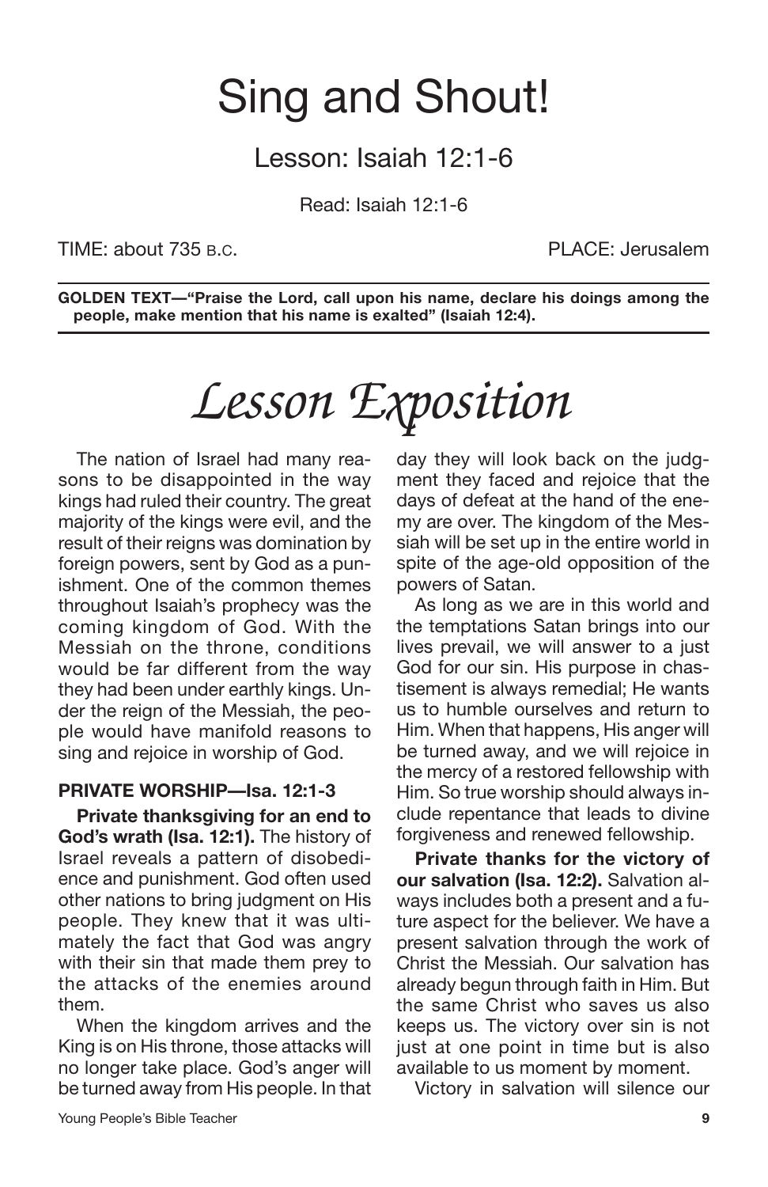# Sing and Shout!

## Lesson: Isaiah 12:1-6

Read: Isaiah 12:1-6

TIME: about 735 B.C. PLACE: Jerusalem

**GOLDEN TEXT—"Praise the Lord, call upon his name, declare his doings among the people, make mention that his name is exalted" (Isaiah 12:4).**

# *Lesson Exposition*

The nation of Israel had many reasons to be disappointed in the way kings had ruled their country. The great majority of the kings were evil, and the result of their reigns was domination by foreign powers, sent by God as a punishment. One of the common themes throughout Isaiah's prophecy was the coming kingdom of God. With the Messiah on the throne, conditions would be far different from the way they had been under earthly kings. Under the reign of the Messiah, the people would have manifold reasons to sing and rejoice in worship of God.

### PRIVATE WORSHIP—Isa. 12:1-3

**Private thanksgiving for an end to God's wrath (Isa. 12:1).** The history of Israel reveals a pattern of disobedience and punishment. God often used other nations to bring judgment on His people. They knew that it was ultimately the fact that God was angry with their sin that made them prey to the attacks of the enemies around them.

When the kingdom arrives and the King is on His throne, those attacks will no longer take place. God's anger will be turned away from His people. In that day they will look back on the judgment they faced and rejoice that the days of defeat at the hand of the enemy are over. The kingdom of the Messiah will be set up in the entire world in spite of the age-old opposition of the powers of Satan.

As long as we are in this world and the temptations Satan brings into our lives prevail, we will answer to a just God for our sin. His purpose in chastisement is always remedial; He wants us to humble ourselves and return to Him. When that happens, His anger will be turned away, and we will rejoice in the mercy of a restored fellowship with Him. So true worship should always include repentance that leads to divine forgiveness and renewed fellowship.

**Private thanks for the victory of our salvation (Isa. 12:2).** Salvation always includes both a present and a future aspect for the believer. We have a present salvation through the work of Christ the Messiah. Our salvation has already begun through faith in Him. But the same Christ who saves us also keeps us. The victory over sin is not just at one point in time but is also available to us moment by moment.

Victory in salvation will silence our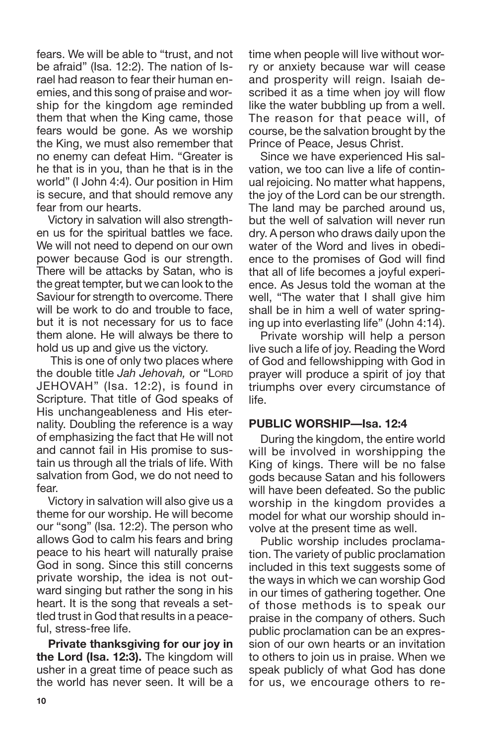fears. We will be able to "trust, and not be afraid" (Isa. 12:2). The nation of Israel had reason to fear their human enemies, and this song of praise and worship for the kingdom age reminded them that when the King came, those fears would be gone. As we worship the King, we must also remember that no enemy can defeat Him. "Greater is he that is in you, than he that is in the world" (I John 4:4). Our position in Him is secure, and that should remove any fear from our hearts.

Victory in salvation will also strengthen us for the spiritual battles we face. We will not need to depend on our own power because God is our strength. There will be attacks by Satan, who is the great tempter, but we can look to the Saviour for strength to overcome. There will be work to do and trouble to face, but it is not necessary for us to face them alone. He will always be there to hold us up and give us the victory.

This is one of only two places where the double title *Jah Jehovah,* or "LORD JEHOVAH" (Isa. 12:2), is found in Scripture. That title of God speaks of His unchangeableness and His eternality. Doubling the reference is a way of emphasizing the fact that He will not and cannot fail in His promise to sustain us through all the trials of life. With salvation from God, we do not need to fear.

Victory in salvation will also give us a theme for our worship. He will become our "song" (Isa. 12:2). The person who allows God to calm his fears and bring peace to his heart will naturally praise God in song. Since this still concerns private worship, the idea is not outward singing but rather the song in his heart. It is the song that reveals a settled trust in God that results in a peaceful, stress-free life.

**Private thanksgiving for our joy in the Lord (Isa. 12:3).** The kingdom will usher in a great time of peace such as the world has never seen. It will be a time when people will live without worry or anxiety because war will cease and prosperity will reign. Isaiah described it as a time when joy will flow like the water bubbling up from a well. The reason for that peace will, of course, be the salvation brought by the Prince of Peace, Jesus Christ.

Since we have experienced His salvation, we too can live a life of continual rejoicing. No matter what happens, the joy of the Lord can be our strength. The land may be parched around us, but the well of salvation will never run dry. A person who draws daily upon the water of the Word and lives in obedience to the promises of God will find that all of life becomes a joyful experience. As Jesus told the woman at the well, "The water that I shall give him shall be in him a well of water springing up into everlasting life" (John 4:14).

Private worship will help a person live such a life of joy. Reading the Word of God and fellowshipping with God in prayer will produce a spirit of joy that triumphs over every circumstance of life.

## PUBLIC WORSHIP—Isa. 12:4

During the kingdom, the entire world will be involved in worshipping the King of kings. There will be no false gods because Satan and his followers will have been defeated. So the public worship in the kingdom provides a model for what our worship should involve at the present time as well.

Public worship includes proclamation. The variety of public proclamation included in this text suggests some of the ways in which we can worship God in our times of gathering together. One of those methods is to speak our praise in the company of others. Such public proclamation can be an expression of our own hearts or an invitation to others to join us in praise. When we speak publicly of what God has done for us, we encourage others to re-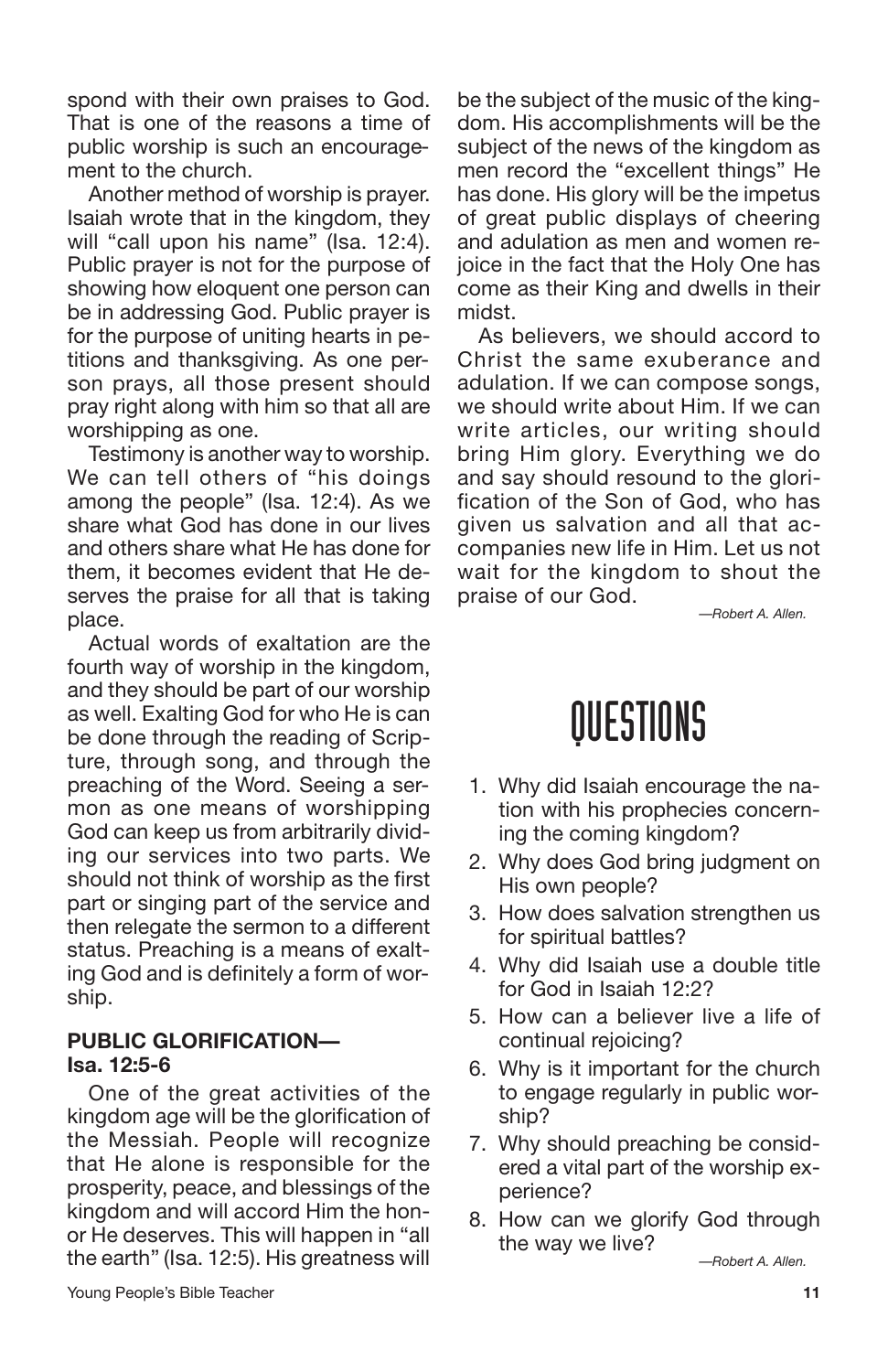spond with their own praises to God. That is one of the reasons a time of public worship is such an encouragement to the church.

Another method of worship is prayer. Isaiah wrote that in the kingdom, they will "call upon his name" (Isa. 12:4). Public prayer is not for the purpose of showing how eloquent one person can be in addressing God. Public prayer is for the purpose of uniting hearts in petitions and thanksgiving. As one person prays, all those present should pray right along with him so that all are worshipping as one.

Testimony is another way to worship. We can tell others of "his doings among the people" (Isa. 12:4). As we share what God has done in our lives and others share what He has done for them, it becomes evident that He deserves the praise for all that is taking place.

Actual words of exaltation are the fourth way of worship in the kingdom, and they should be part of our worship as well. Exalting God for who He is can be done through the reading of Scripture, through song, and through the preaching of the Word. Seeing a sermon as one means of worshipping God can keep us from arbitrarily dividing our services into two parts. We should not think of worship as the first part or singing part of the service and then relegate the sermon to a different status. Preaching is a means of exalting God and is definitely a form of worship.

**PUBLIC GLORIFICATION—Isa. 12:5-6**

One of the great activities of the kingdom age will be the glorification of the Messiah. People will recognize that He alone is responsible for the prosperity, peace, and blessings of the kingdom and will accord Him the honor He deserves. This will happen in "all the earth" (Isa. 12:5). His greatness will be the subject of the music of the kingdom. His accomplishments will be the subject of the news of the kingdom as men record the "excellent things" He has done. His glory will be the impetus of great public displays of cheering and adulation as men and women rejoice in the fact that the Holy One has come as their King and dwells in their midst.

As believers, we should accord to Christ the same exuberance and adulation. If we can compose songs, we should write about Him. If we can write articles, our writing should bring Him glory. Everything we do and say should resound to the glorification of the Son of God, who has given us salvation and all that accompanies new life in Him. Let us not wait for the kingdom to shout the praise of our God.

*—Robert A. Allen.*

# QUESTIONS

1. Why did Isaiah encourage the nation with his prophecies concerning the coming kingdom?
2. Why does God bring judgment on His own people?
3. How does salvation strengthen us for spiritual battles?
4. Why did Isaiah use a double title for God in Isaiah 12:2?
5. How can a believer live a life of continual rejoicing?
6. Why is it important for the church to engage regularly in public worship?
7. Why should preaching be considered a vital part of the worship experience?
8. How can we glorify God through the way we live?

*—Robert A. Allen.*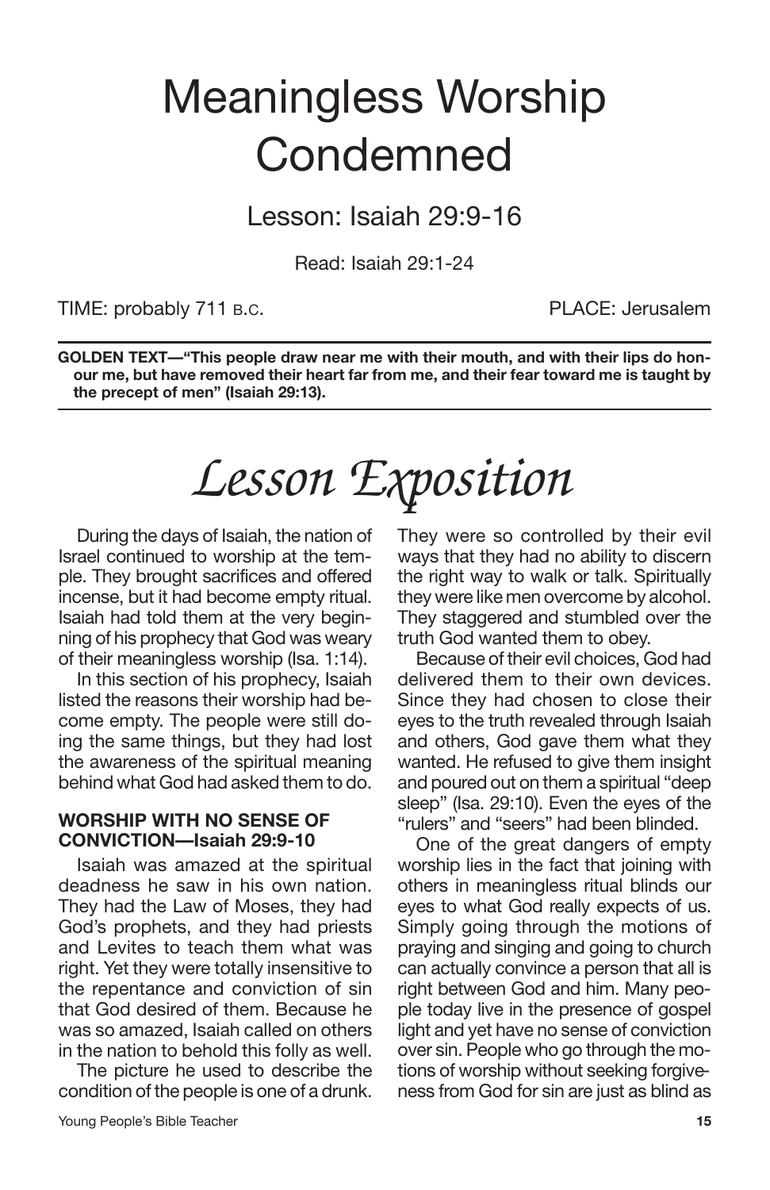# Meaningless Worship Condemned

## Lesson: Isaiah 29:9-16

Read: Isaiah 29:1-24

TIME: probably 711 B.C. PLACE: Jerusalem

**GOLDEN TEXT—"This people draw near me with their mouth, and with their lips do honour me, but have removed their heart far from me, and their fear toward me is taught by the precept of men" (Isaiah 29:13).**

# *Lesson Exposition*

During the days of Isaiah, the nation of Israel continued to worship at the temple. They brought sacrifices and offered incense, but it had become empty ritual. Isaiah had told them at the very beginning of his prophecy that God was weary of their meaningless worship (Isa. 1:14).

In this section of his prophecy, Isaiah listed the reasons their worship had become empty. The people were still doing the same things, but they had lost the awareness of the spiritual meaning behind what God had asked them to do.

### WORSHIP WITH NO SENSE OF CONVICTION—Isaiah 29:9-10

Isaiah was amazed at the spiritual deadness he saw in his own nation. They had the Law of Moses, they had God's prophets, and they had priests and Levites to teach them what was right. Yet they were totally insensitive to the repentance and conviction of sin that God desired of them. Because he was so amazed, Isaiah called on others in the nation to behold this folly as well.

The picture he used to describe the condition of the people is one of a drunk. They were so controlled by their evil ways that they had no ability to discern the right way to walk or talk. Spiritually they were like men overcome by alcohol. They staggered and stumbled over the truth God wanted them to obey.

Because of their evil choices, God had delivered them to their own devices. Since they had chosen to close their eyes to the truth revealed through Isaiah and others, God gave them what they wanted. He refused to give them insight and poured out on them a spiritual "deep sleep" (Isa. 29:10). Even the eyes of the "rulers" and "seers" had been blinded.

One of the great dangers of empty worship lies in the fact that joining with others in meaningless ritual blinds our eyes to what God really expects of us. Simply going through the motions of praying and singing and going to church can actually convince a person that all is right between God and him. Many people today live in the presence of gospel light and yet have no sense of conviction over sin. People who go through the motions of worship without seeking forgiveness from God for sin are just as blind as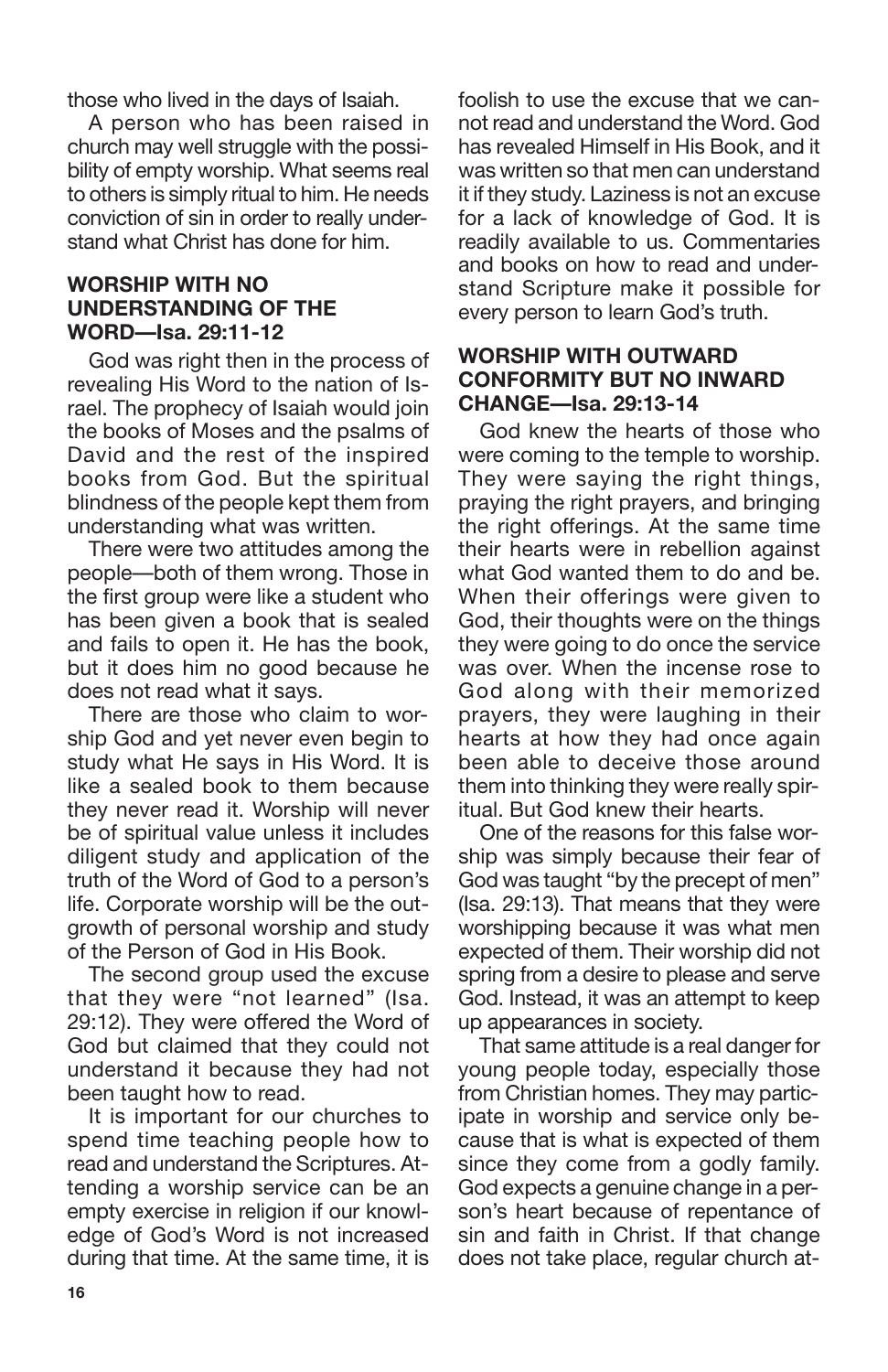those who lived in the days of Isaiah.

A person who has been raised in church may well struggle with the possibility of empty worship. What seems real to others is simply ritual to him. He needs conviction of sin in order to really understand what Christ has done for him.

### WORSHIP WITH NO UNDERSTANDING OF THE WORD—Isa. 29:11-12

God was right then in the process of revealing His Word to the nation of Israel. The prophecy of Isaiah would join the books of Moses and the psalms of David and the rest of the inspired books from God. But the spiritual blindness of the people kept them from understanding what was written.

There were two attitudes among the people—both of them wrong. Those in the first group were like a student who has been given a book that is sealed and fails to open it. He has the book, but it does him no good because he does not read what it says.

There are those who claim to worship God and yet never even begin to study what He says in His Word. It is like a sealed book to them because they never read it. Worship will never be of spiritual value unless it includes diligent study and application of the truth of the Word of God to a person's life. Corporate worship will be the outgrowth of personal worship and study of the Person of God in His Book.

The second group used the excuse that they were "not learned" (Isa. 29:12). They were offered the Word of God but claimed that they could not understand it because they had not been taught how to read.

It is important for our churches to spend time teaching people how to read and understand the Scriptures. Attending a worship service can be an empty exercise in religion if our knowledge of God's Word is not increased during that time. At the same time, it is foolish to use the excuse that we cannot read and understand the Word. God has revealed Himself in His Book, and it was written so that men can understand it if they study. Laziness is not an excuse for a lack of knowledge of God. It is readily available to us. Commentaries and books on how to read and understand Scripture make it possible for every person to learn God's truth.

### WORSHIP WITH OUTWARD CONFORMITY BUT NO INWARD CHANGE—Isa. 29:13-14

God knew the hearts of those who were coming to the temple to worship. They were saying the right things, praying the right prayers, and bringing the right offerings. At the same time their hearts were in rebellion against what God wanted them to do and be. When their offerings were given to God, their thoughts were on the things they were going to do once the service was over. When the incense rose to God along with their memorized prayers, they were laughing in their hearts at how they had once again been able to deceive those around them into thinking they were really spiritual. But God knew their hearts.

One of the reasons for this false worship was simply because their fear of God was taught "by the precept of men" (Isa. 29:13). That means that they were worshipping because it was what men expected of them. Their worship did not spring from a desire to please and serve God. Instead, it was an attempt to keep up appearances in society.

That same attitude is a real danger for young people today, especially those from Christian homes. They may participate in worship and service only because that is what is expected of them since they come from a godly family. God expects a genuine change in a person's heart because of repentance of sin and faith in Christ. If that change does not take place, regular church at-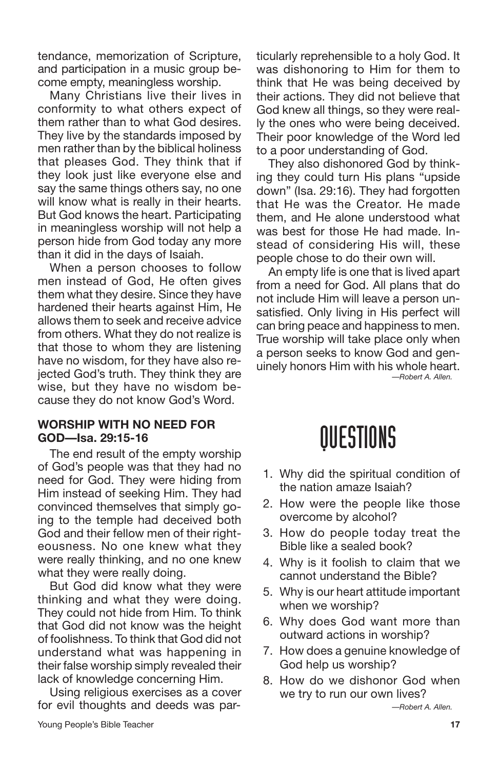tendance, memorization of Scripture, and participation in a music group become empty, meaningless worship.

Many Christians live their lives in conformity to what others expect of them rather than to what God desires. They live by the standards imposed by men rather than by the biblical holiness that pleases God. They think that if they look just like everyone else and say the same things others say, no one will know what is really in their hearts. But God knows the heart. Participating in meaningless worship will not help a person hide from God today any more than it did in the days of Isaiah.

When a person chooses to follow men instead of God, He often gives them what they desire. Since they have hardened their hearts against Him, He allows them to seek and receive advice from others. What they do not realize is that those to whom they are listening have no wisdom, for they have also rejected God's truth. They think they are wise, but they have no wisdom because they do not know God's Word.

**WORSHIP WITH NO NEED FOR GOD—Isa. 29:15-16**

The end result of the empty worship of God's people was that they had no need for God. They were hiding from Him instead of seeking Him. They had convinced themselves that simply going to the temple had deceived both God and their fellow men of their righteousness. No one knew what they were really thinking, and no one knew what they were really doing.

But God did know what they were thinking and what they were doing. They could not hide from Him. To think that God did not know was the height of foolishness. To think that God did not understand what was happening in their false worship simply revealed their lack of knowledge concerning Him.

Using religious exercises as a cover for evil thoughts and deeds was particularly reprehensible to a holy God. It was dishonoring to Him for them to think that He was being deceived by their actions. They did not believe that God knew all things, so they were really the ones who were being deceived. Their poor knowledge of the Word led to a poor understanding of God.

They also dishonored God by thinking they could turn His plans "upside down" (Isa. 29:16). They had forgotten that He was the Creator. He made them, and He alone understood what was best for those He had made. Instead of considering His will, these people chose to do their own will.

An empty life is one that is lived apart from a need for God. All plans that do not include Him will leave a person unsatisfied. Only living in His perfect will can bring peace and happiness to men. True worship will take place only when a person seeks to know God and genuinely honors Him with his whole heart.

*—Robert A. Allen.*

# QUESTIONS

1. Why did the spiritual condition of the nation amaze Isaiah?
2. How were the people like those overcome by alcohol?
3. How do people today treat the Bible like a sealed book?
4. Why is it foolish to claim that we cannot understand the Bible?
5. Why is our heart attitude important when we worship?
6. Why does God want more than outward actions in worship?
7. How does a genuine knowledge of God help us worship?
8. How do we dishonor God when we try to run our own lives?

*—Robert A. Allen.*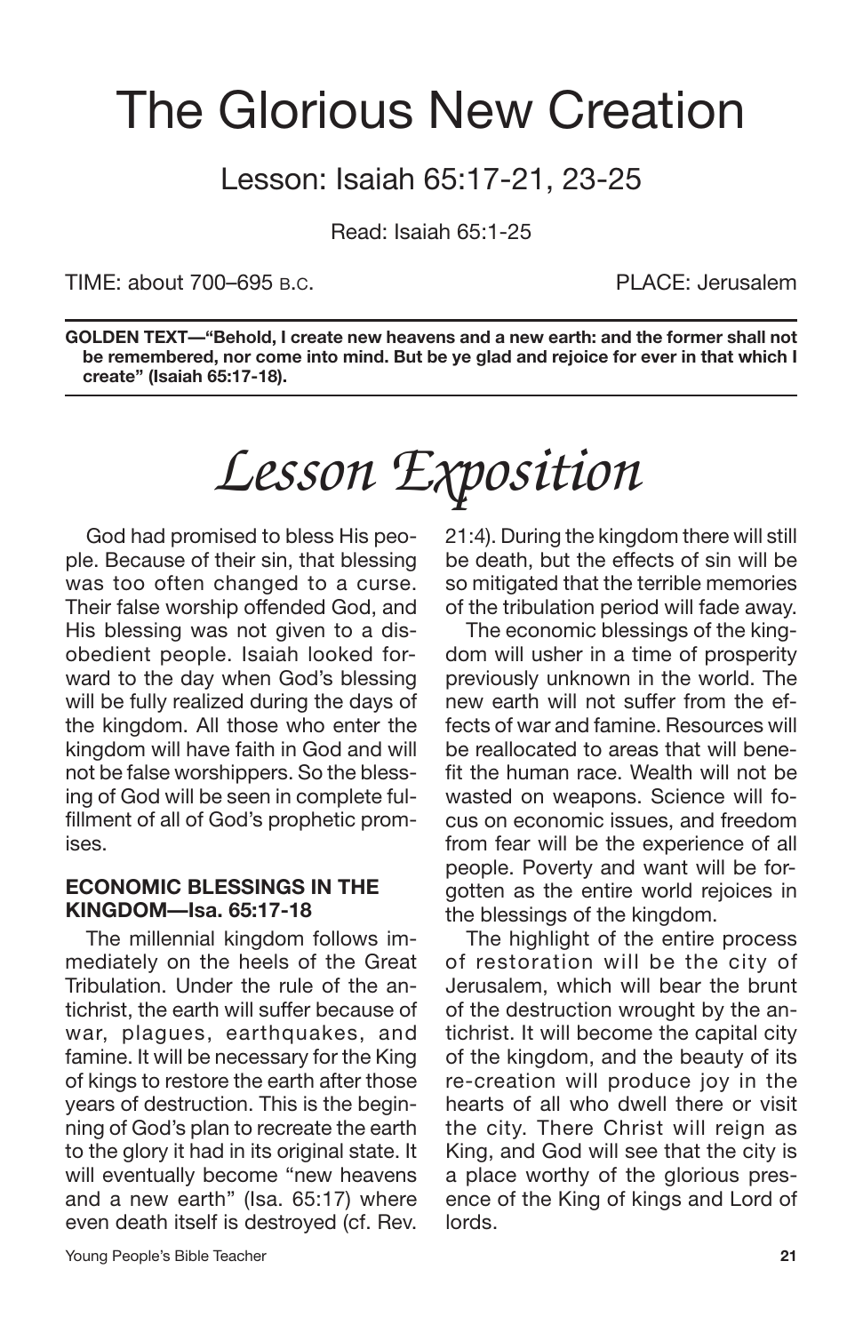# The Glorious New Creation

## Lesson: Isaiah 65:17-21, 23-25

Read: Isaiah 65:1-25

TIME: about 700–695 B.C. PLACE: Jerusalem

**GOLDEN TEXT—"Behold, I create new heavens and a new earth: and the former shall not be remembered, nor come into mind. But be ye glad and rejoice for ever in that which I create" (Isaiah 65:17-18).**

# *Lesson Exposition*

God had promised to bless His people. Because of their sin, that blessing was too often changed to a curse. Their false worship offended God, and His blessing was not given to a disobedient people. Isaiah looked forward to the day when God's blessing will be fully realized during the days of the kingdom. All those who enter the kingdom will have faith in God and will not be false worshippers. So the blessing of God will be seen in complete fulfillment of all of God's prophetic promises.

### ECONOMIC BLESSINGS IN THE KINGDOM—Isa. 65:17-18

The millennial kingdom follows immediately on the heels of the Great Tribulation. Under the rule of the antichrist, the earth will suffer because of war, plagues, earthquakes, and famine. It will be necessary for the King of kings to restore the earth after those years of destruction. This is the beginning of God's plan to recreate the earth to the glory it had in its original state. It will eventually become "new heavens and a new earth" (Isa. 65:17) where even death itself is destroyed (cf. Rev. 21:4). During the kingdom there will still be death, but the effects of sin will be so mitigated that the terrible memories of the tribulation period will fade away.

The economic blessings of the kingdom will usher in a time of prosperity previously unknown in the world. The new earth will not suffer from the effects of war and famine. Resources will be reallocated to areas that will benefit the human race. Wealth will not be wasted on weapons. Science will focus on economic issues, and freedom from fear will be the experience of all people. Poverty and want will be forgotten as the entire world rejoices in the blessings of the kingdom.

The highlight of the entire process of restoration will be the city of Jerusalem, which will bear the brunt of the destruction wrought by the antichrist. It will become the capital city of the kingdom, and the beauty of its re-creation will produce joy in the hearts of all who dwell there or visit the city. There Christ will reign as King, and God will see that the city is a place worthy of the glorious presence of the King of kings and Lord of lords.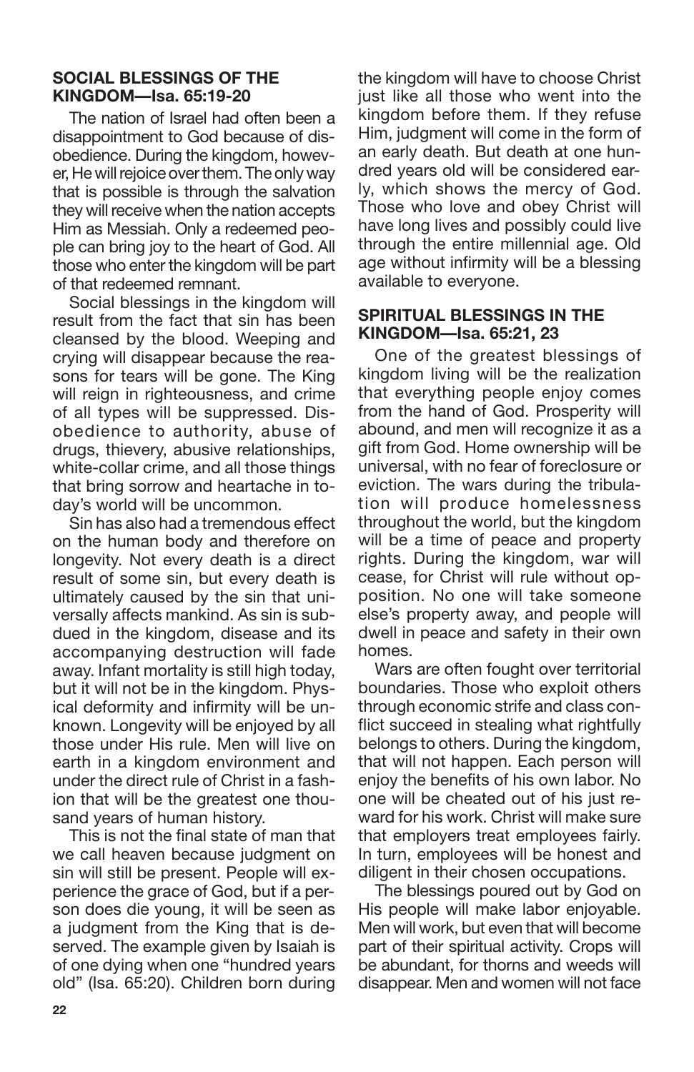### SOCIAL BLESSINGS OF THE KINGDOM—Isa. 65:19-20

The nation of Israel had often been a disappointment to God because of disobedience. During the kingdom, however, He will rejoice over them. The only way that is possible is through the salvation they will receive when the nation accepts Him as Messiah. Only a redeemed people can bring joy to the heart of God. All those who enter the kingdom will be part of that redeemed remnant.

Social blessings in the kingdom will result from the fact that sin has been cleansed by the blood. Weeping and crying will disappear because the reasons for tears will be gone. The King will reign in righteousness, and crime of all types will be suppressed. Disobedience to authority, abuse of drugs, thievery, abusive relationships, white-collar crime, and all those things that bring sorrow and heartache in today's world will be uncommon.

Sin has also had a tremendous effect on the human body and therefore on longevity. Not every death is a direct result of some sin, but every death is ultimately caused by the sin that universally affects mankind. As sin is subdued in the kingdom, disease and its accompanying destruction will fade away. Infant mortality is still high today, but it will not be in the kingdom. Physical deformity and infirmity will be unknown. Longevity will be enjoyed by all those under His rule. Men will live on earth in a kingdom environment and under the direct rule of Christ in a fashion that will be the greatest one thousand years of human history.

This is not the final state of man that we call heaven because judgment on sin will still be present. People will experience the grace of God, but if a person does die young, it will be seen as a judgment from the King that is deserved. The example given by Isaiah is of one dying when one "hundred years old" (Isa. 65:20). Children born during the kingdom will have to choose Christ just like all those who went into the kingdom before them. If they refuse Him, judgment will come in the form of an early death. But death at one hundred years old will be considered early, which shows the mercy of God. Those who love and obey Christ will have long lives and possibly could live through the entire millennial age. Old age without infirmity will be a blessing available to everyone.

### SPIRITUAL BLESSINGS IN THE KINGDOM—Isa. 65:21, 23

One of the greatest blessings of kingdom living will be the realization that everything people enjoy comes from the hand of God. Prosperity will abound, and men will recognize it as a gift from God. Home ownership will be universal, with no fear of foreclosure or eviction. The wars during the tribulation will produce homelessness throughout the world, but the kingdom will be a time of peace and property rights. During the kingdom, war will cease, for Christ will rule without opposition. No one will take someone else's property away, and people will dwell in peace and safety in their own homes.

Wars are often fought over territorial boundaries. Those who exploit others through economic strife and class conflict succeed in stealing what rightfully belongs to others. During the kingdom, that will not happen. Each person will enjoy the benefits of his own labor. No one will be cheated out of his just reward for his work. Christ will make sure that employers treat employees fairly. In turn, employees will be honest and diligent in their chosen occupations.

The blessings poured out by God on His people will make labor enjoyable. Men will work, but even that will become part of their spiritual activity. Crops will be abundant, for thorns and weeds will disappear. Men and women will not face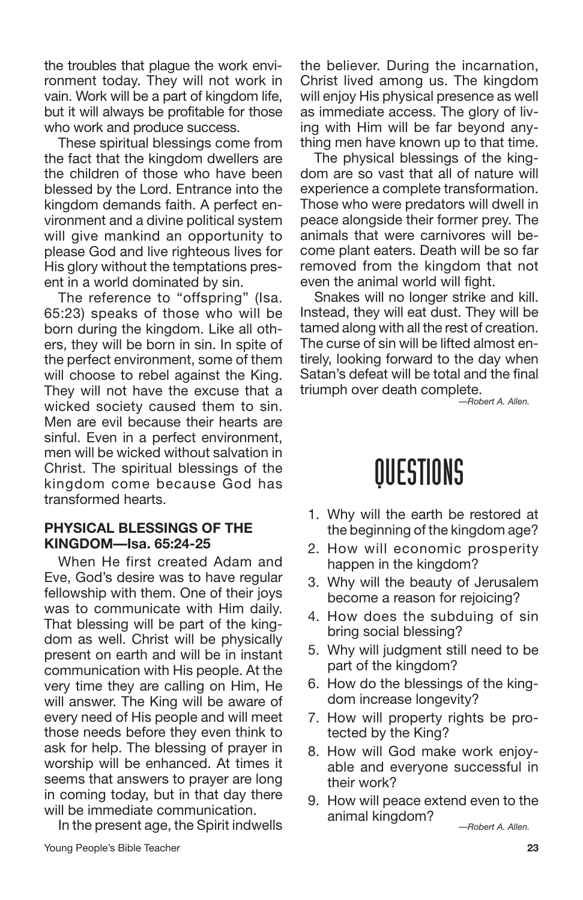the troubles that plague the work environment today. They will not work in vain. Work will be a part of kingdom life, but it will always be profitable for those who work and produce success.

These spiritual blessings come from the fact that the kingdom dwellers are the children of those who have been blessed by the Lord. Entrance into the kingdom demands faith. A perfect environment and a divine political system will give mankind an opportunity to please God and live righteous lives for His glory without the temptations present in a world dominated by sin.

The reference to "offspring" (Isa. 65:23) speaks of those who will be born during the kingdom. Like all others, they will be born in sin. In spite of the perfect environment, some of them will choose to rebel against the King. They will not have the excuse that a wicked society caused them to sin. Men are evil because their hearts are sinful. Even in a perfect environment, men will be wicked without salvation in Christ. The spiritual blessings of the kingdom come because God has transformed hearts.

**PHYSICAL BLESSINGS OF THE KINGDOM—Isa. 65:24-25**

When He first created Adam and Eve, God's desire was to have regular fellowship with them. One of their joys was to communicate with Him daily. That blessing will be part of the kingdom as well. Christ will be physically present on earth and will be in instant communication with His people. At the very time they are calling on Him, He will answer. The King will be aware of every need of His people and will meet those needs before they even think to ask for help. The blessing of prayer in worship will be enhanced. At times it seems that answers to prayer are long in coming today, but in that day there will be immediate communication.

In the present age, the Spirit indwells the believer. During the incarnation, Christ lived among us. The kingdom will enjoy His physical presence as well as immediate access. The glory of living with Him will be far beyond anything men have known up to that time.

The physical blessings of the kingdom are so vast that all of nature will experience a complete transformation. Those who were predators will dwell in peace alongside their former prey. The animals that were carnivores will become plant eaters. Death will be so far removed from the kingdom that not even the animal world will fight.

Snakes will no longer strike and kill. Instead, they will eat dust. They will be tamed along with all the rest of creation. The curse of sin will be lifted almost entirely, looking forward to the day when Satan's defeat will be total and the final triumph over death complete.

*—Robert A. Allen.*

# QUESTIONS

1. Why will the earth be restored at the beginning of the kingdom age?
2. How will economic prosperity happen in the kingdom?
3. Why will the beauty of Jerusalem become a reason for rejoicing?
4. How does the subduing of sin bring social blessing?
5. Why will judgment still need to be part of the kingdom?
6. How do the blessings of the kingdom increase longevity?
7. How will property rights be protected by the King?
8. How will God make work enjoyable and everyone successful in their work?
9. How will peace extend even to the animal kingdom?

*—Robert A. Allen.*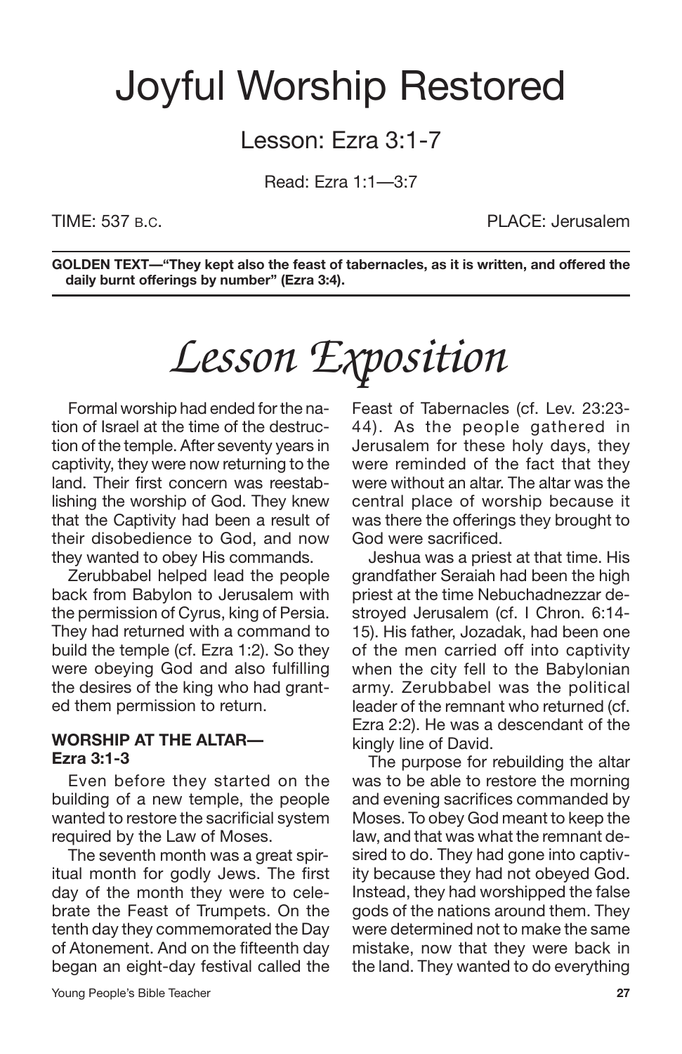# Joyful Worship Restored

## Lesson: Ezra 3:1-7

Read: Ezra 1:1—3:7

TIME: 537 B.C. PLACE: Jerusalem

**GOLDEN TEXT—"They kept also the feast of tabernacles, as it is written, and offered the daily burnt offerings by number" (Ezra 3:4).**

# *Lesson Exposition*

Formal worship had ended for the nation of Israel at the time of the destruction of the temple. After seventy years in captivity, they were now returning to the land. Their first concern was reestablishing the worship of God. They knew that the Captivity had been a result of their disobedience to God, and now they wanted to obey His commands.

Zerubbabel helped lead the people back from Babylon to Jerusalem with the permission of Cyrus, king of Persia. They had returned with a command to build the temple (cf. Ezra 1:2). So they were obeying God and also fulfilling the desires of the king who had granted them permission to return.

### WORSHIP AT THE ALTAR—Ezra 3:1-3

Even before they started on the building of a new temple, the people wanted to restore the sacrificial system required by the Law of Moses.

The seventh month was a great spiritual month for godly Jews. The first day of the month they were to celebrate the Feast of Trumpets. On the tenth day they commemorated the Day of Atonement. And on the fifteenth day began an eight-day festival called the Feast of Tabernacles (cf. Lev. 23:23-44). As the people gathered in Jerusalem for these holy days, they were reminded of the fact that they were without an altar. The altar was the central place of worship because it was there the offerings they brought to God were sacrificed.

Jeshua was a priest at that time. His grandfather Seraiah had been the high priest at the time Nebuchadnezzar destroyed Jerusalem (cf. I Chron. 6:14-15). His father, Jozadak, had been one of the men carried off into captivity when the city fell to the Babylonian army. Zerubbabel was the political leader of the remnant who returned (cf. Ezra 2:2). He was a descendant of the kingly line of David.

The purpose for rebuilding the altar was to be able to restore the morning and evening sacrifices commanded by Moses. To obey God meant to keep the law, and that was what the remnant desired to do. They had gone into captivity because they had not obeyed God. Instead, they had worshipped the false gods of the nations around them. They were determined not to make the same mistake, now that they were back in the land. They wanted to do everything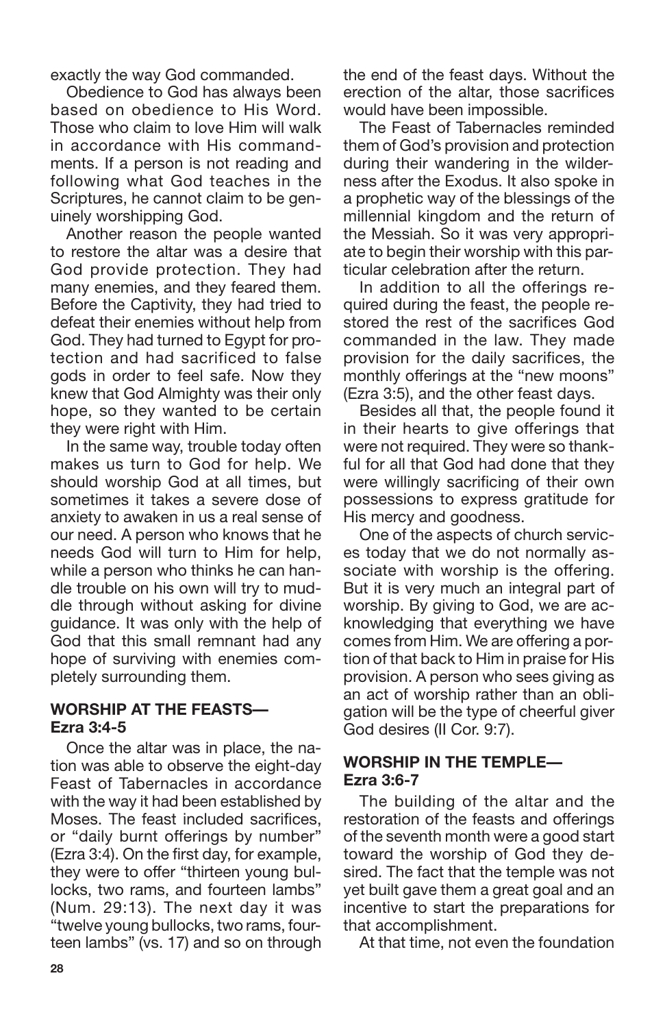exactly the way God commanded.

Obedience to God has always been based on obedience to His Word. Those who claim to love Him will walk in accordance with His commandments. If a person is not reading and following what God teaches in the Scriptures, he cannot claim to be genuinely worshipping God.

Another reason the people wanted to restore the altar was a desire that God provide protection. They had many enemies, and they feared them. Before the Captivity, they had tried to defeat their enemies without help from God. They had turned to Egypt for protection and had sacrificed to false gods in order to feel safe. Now they knew that God Almighty was their only hope, so they wanted to be certain they were right with Him.

In the same way, trouble today often makes us turn to God for help. We should worship God at all times, but sometimes it takes a severe dose of anxiety to awaken in us a real sense of our need. A person who knows that he needs God will turn to Him for help, while a person who thinks he can handle trouble on his own will try to muddle through without asking for divine guidance. It was only with the help of God that this small remnant had any hope of surviving with enemies completely surrounding them.

### WORSHIP AT THE FEASTS—Ezra 3:4-5

Once the altar was in place, the nation was able to observe the eight-day Feast of Tabernacles in accordance with the way it had been established by Moses. The feast included sacrifices, or "daily burnt offerings by number" (Ezra 3:4). On the first day, for example, they were to offer "thirteen young bullocks, two rams, and fourteen lambs" (Num. 29:13). The next day it was "twelve young bullocks, two rams, fourteen lambs" (vs. 17) and so on through the end of the feast days. Without the erection of the altar, those sacrifices would have been impossible.

The Feast of Tabernacles reminded them of God's provision and protection during their wandering in the wilderness after the Exodus. It also spoke in a prophetic way of the blessings of the millennial kingdom and the return of the Messiah. So it was very appropriate to begin their worship with this particular celebration after the return.

In addition to all the offerings required during the feast, the people restored the rest of the sacrifices God commanded in the law. They made provision for the daily sacrifices, the monthly offerings at the "new moons" (Ezra 3:5), and the other feast days.

Besides all that, the people found it in their hearts to give offerings that were not required. They were so thankful for all that God had done that they were willingly sacrificing of their own possessions to express gratitude for His mercy and goodness.

One of the aspects of church services today that we do not normally associate with worship is the offering. But it is very much an integral part of worship. By giving to God, we are acknowledging that everything we have comes from Him. We are offering a portion of that back to Him in praise for His provision. A person who sees giving as an act of worship rather than an obligation will be the type of cheerful giver God desires (II Cor. 9:7).

### WORSHIP IN THE TEMPLE—Ezra 3:6-7

The building of the altar and the restoration of the feasts and offerings of the seventh month were a good start toward the worship of God they desired. The fact that the temple was not yet built gave them a great goal and an incentive to start the preparations for that accomplishment.

At that time, not even the foundation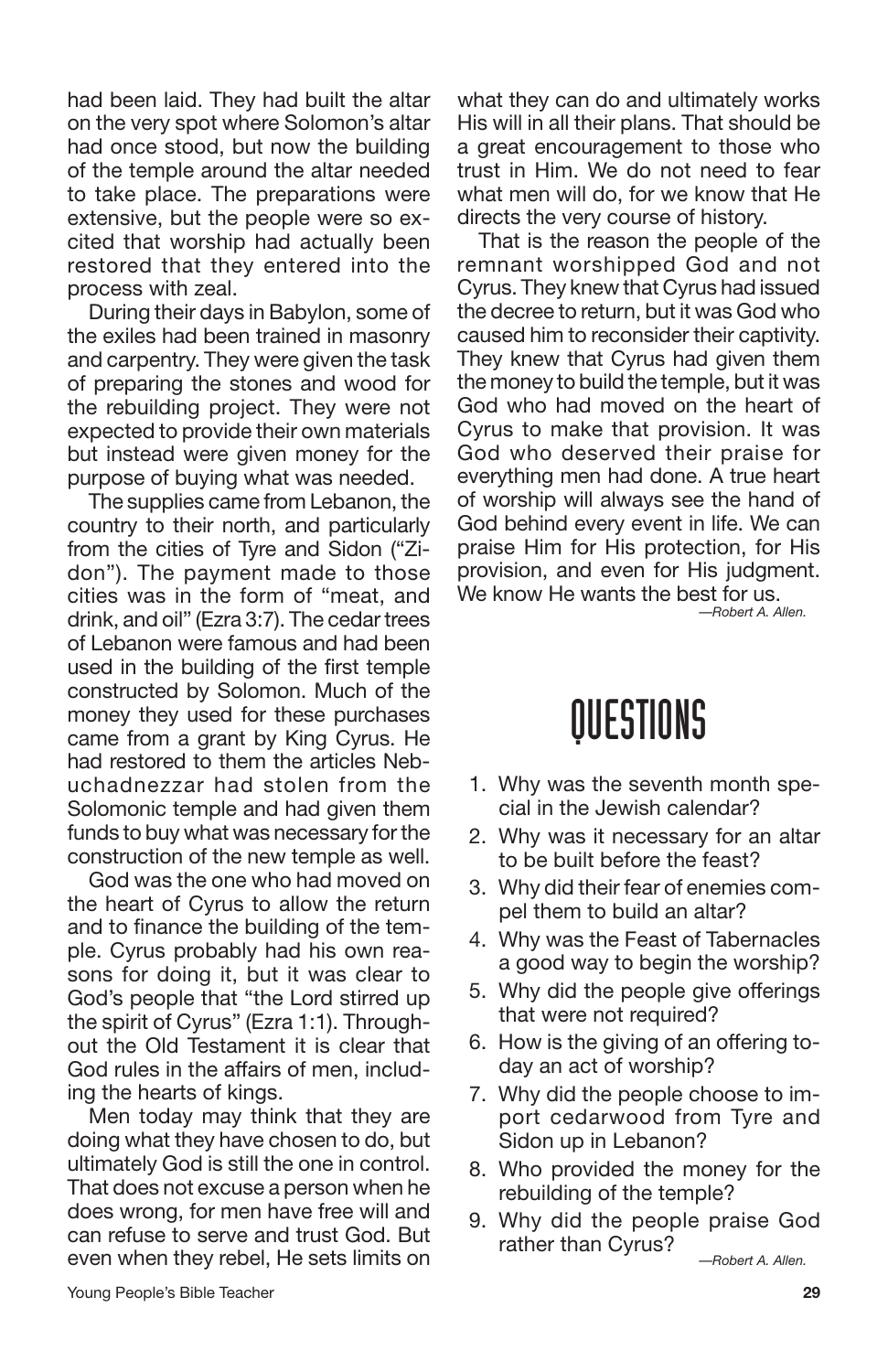had been laid. They had built the altar on the very spot where Solomon's altar had once stood, but now the building of the temple around the altar needed to take place. The preparations were extensive, but the people were so excited that worship had actually been restored that they entered into the process with zeal.

During their days in Babylon, some of the exiles had been trained in masonry and carpentry. They were given the task of preparing the stones and wood for the rebuilding project. They were not expected to provide their own materials but instead were given money for the purpose of buying what was needed.

The supplies came from Lebanon, the country to their north, and particularly from the cities of Tyre and Sidon ("Zidon"). The payment made to those cities was in the form of "meat, and drink, and oil" (Ezra 3:7). The cedar trees of Lebanon were famous and had been used in the building of the first temple constructed by Solomon. Much of the money they used for these purchases came from a grant by King Cyrus. He had restored to them the articles Nebuchadnezzar had stolen from the Solomonic temple and had given them funds to buy what was necessary for the construction of the new temple as well.

God was the one who had moved on the heart of Cyrus to allow the return and to finance the building of the temple. Cyrus probably had his own reasons for doing it, but it was clear to God's people that "the Lord stirred up the spirit of Cyrus" (Ezra 1:1). Throughout the Old Testament it is clear that God rules in the affairs of men, including the hearts of kings.

Men today may think that they are doing what they have chosen to do, but ultimately God is still the one in control. That does not excuse a person when he does wrong, for men have free will and can refuse to serve and trust God. But even when they rebel, He sets limits on what they can do and ultimately works His will in all their plans. That should be a great encouragement to those who trust in Him. We do not need to fear what men will do, for we know that He directs the very course of history.

That is the reason the people of the remnant worshipped God and not Cyrus. They knew that Cyrus had issued the decree to return, but it was God who caused him to reconsider their captivity. They knew that Cyrus had given them the money to build the temple, but it was God who had moved on the heart of Cyrus to make that provision. It was God who deserved their praise for everything men had done. A true heart of worship will always see the hand of God behind every event in life. We can praise Him for His protection, for His provision, and even for His judgment. We know He wants the best for us.

*—Robert A. Allen.*

# QUESTIONS

1. Why was the seventh month special in the Jewish calendar?
2. Why was it necessary for an altar to be built before the feast?
3. Why did their fear of enemies compel them to build an altar?
4. Why was the Feast of Tabernacles a good way to begin the worship?
5. Why did the people give offerings that were not required?
6. How is the giving of an offering today an act of worship?
7. Why did the people choose to import cedarwood from Tyre and Sidon up in Lebanon?
8. Who provided the money for the rebuilding of the temple?
9. Why did the people praise God rather than Cyrus?

*—Robert A. Allen.*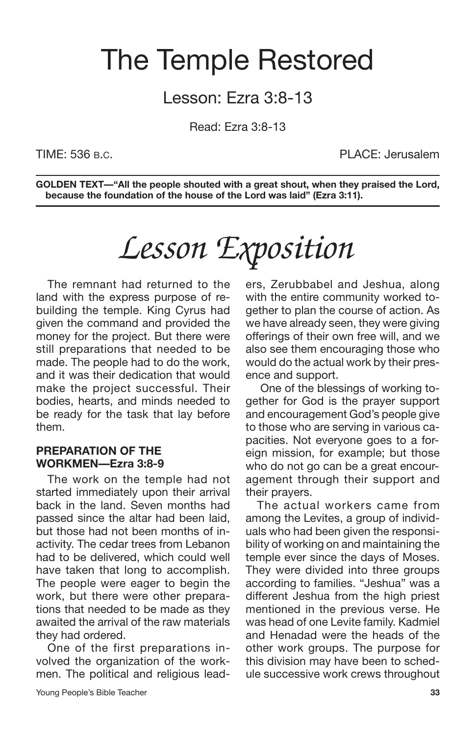# The Temple Restored

## Lesson: Ezra 3:8-13

Read: Ezra 3:8-13

TIME: 536 B.C. PLACE: Jerusalem

**GOLDEN TEXT—"All the people shouted with a great shout, when they praised the Lord, because the foundation of the house of the Lord was laid" (Ezra 3:11).**

# *Lesson Exposition*

The remnant had returned to the land with the express purpose of rebuilding the temple. King Cyrus had given the command and provided the money for the project. But there were still preparations that needed to be made. The people had to do the work, and it was their dedication that would make the project successful. Their bodies, hearts, and minds needed to be ready for the task that lay before them.

### PREPARATION OF THE WORKMEN—Ezra 3:8-9

The work on the temple had not started immediately upon their arrival back in the land. Seven months had passed since the altar had been laid, but those had not been months of inactivity. The cedar trees from Lebanon had to be delivered, which could well have taken that long to accomplish. The people were eager to begin the work, but there were other preparations that needed to be made as they awaited the arrival of the raw materials they had ordered.

One of the first preparations involved the organization of the workmen. The political and religious leaders, Zerubbabel and Jeshua, along with the entire community worked together to plan the course of action. As we have already seen, they were giving offerings of their own free will, and we also see them encouraging those who would do the actual work by their presence and support.

One of the blessings of working together for God is the prayer support and encouragement God's people give to those who are serving in various capacities. Not everyone goes to a foreign mission, for example; but those who do not go can be a great encouragement through their support and their prayers.

The actual workers came from among the Levites, a group of individuals who had been given the responsibility of working on and maintaining the temple ever since the days of Moses. They were divided into three groups according to families. "Jeshua" was a different Jeshua from the high priest mentioned in the previous verse. He was head of one Levite family. Kadmiel and Henadad were the heads of the other work groups. The purpose for this division may have been to schedule successive work crews throughout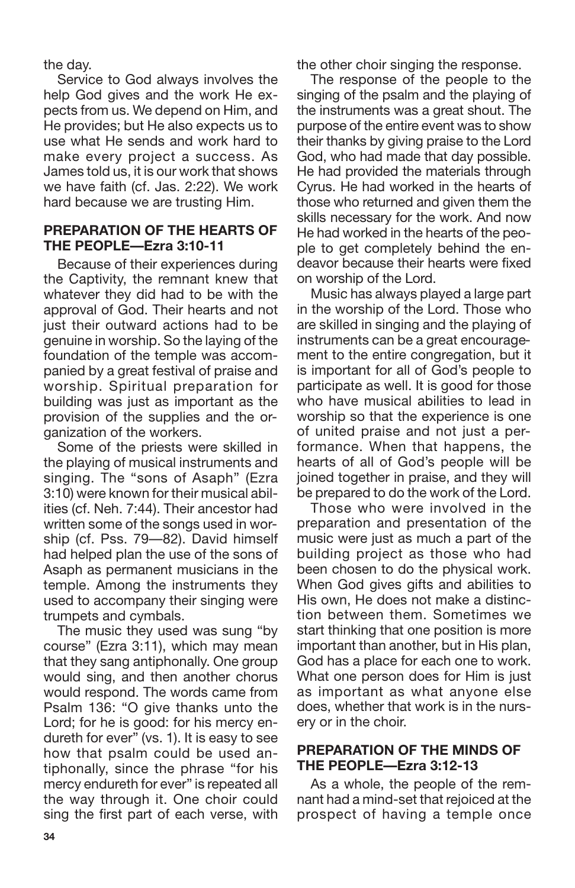the day.

Service to God always involves the help God gives and the work He expects from us. We depend on Him, and He provides; but He also expects us to use what He sends and work hard to make every project a success. As James told us, it is our work that shows we have faith (cf. Jas. 2:22). We work hard because we are trusting Him.

### PREPARATION OF THE HEARTS OF THE PEOPLE—Ezra 3:10-11

Because of their experiences during the Captivity, the remnant knew that whatever they did had to be with the approval of God. Their hearts and not just their outward actions had to be genuine in worship. So the laying of the foundation of the temple was accompanied by a great festival of praise and worship. Spiritual preparation for building was just as important as the provision of the supplies and the organization of the workers.

Some of the priests were skilled in the playing of musical instruments and singing. The "sons of Asaph" (Ezra 3:10) were known for their musical abilities (cf. Neh. 7:44). Their ancestor had written some of the songs used in worship (cf. Pss. 79—82). David himself had helped plan the use of the sons of Asaph as permanent musicians in the temple. Among the instruments they used to accompany their singing were trumpets and cymbals.

The music they used was sung "by course" (Ezra 3:11), which may mean that they sang antiphonally. One group would sing, and then another chorus would respond. The words came from Psalm 136: "O give thanks unto the Lord; for he is good: for his mercy endureth for ever" (vs. 1). It is easy to see how that psalm could be used antiphonally, since the phrase "for his mercy endureth for ever" is repeated all the way through it. One choir could sing the first part of each verse, with the other choir singing the response.

The response of the people to the singing of the psalm and the playing of the instruments was a great shout. The purpose of the entire event was to show their thanks by giving praise to the Lord God, who had made that day possible. He had provided the materials through Cyrus. He had worked in the hearts of those who returned and given them the skills necessary for the work. And now He had worked in the hearts of the people to get completely behind the endeavor because their hearts were fixed on worship of the Lord.

Music has always played a large part in the worship of the Lord. Those who are skilled in singing and the playing of instruments can be a great encouragement to the entire congregation, but it is important for all of God's people to participate as well. It is good for those who have musical abilities to lead in worship so that the experience is one of united praise and not just a performance. When that happens, the hearts of all of God's people will be joined together in praise, and they will be prepared to do the work of the Lord.

Those who were involved in the preparation and presentation of the music were just as much a part of the building project as those who had been chosen to do the physical work. When God gives gifts and abilities to His own, He does not make a distinction between them. Sometimes we start thinking that one position is more important than another, but in His plan, God has a place for each one to work. What one person does for Him is just as important as what anyone else does, whether that work is in the nursery or in the choir.

### PREPARATION OF THE MINDS OF THE PEOPLE—Ezra 3:12-13

As a whole, the people of the remnant had a mind-set that rejoiced at the prospect of having a temple once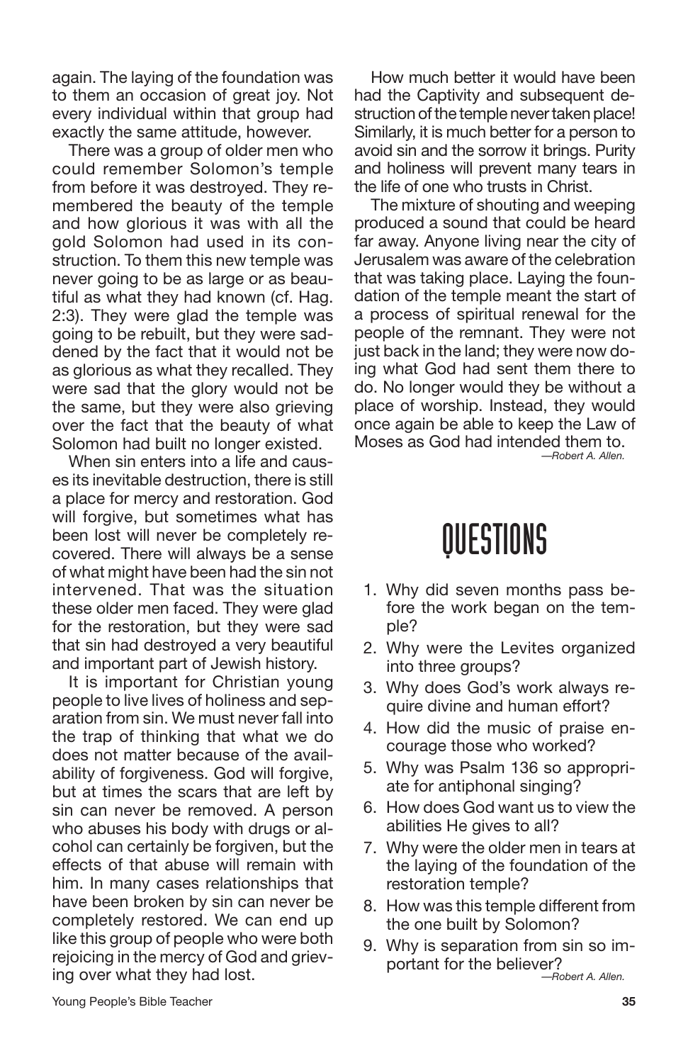again. The laying of the foundation was to them an occasion of great joy. Not every individual within that group had exactly the same attitude, however.

There was a group of older men who could remember Solomon's temple from before it was destroyed. They remembered the beauty of the temple and how glorious it was with all the gold Solomon had used in its construction. To them this new temple was never going to be as large or as beautiful as what they had known (cf. Hag. 2:3). They were glad the temple was going to be rebuilt, but they were saddened by the fact that it would not be as glorious as what they recalled. They were sad that the glory would not be the same, but they were also grieving over the fact that the beauty of what Solomon had built no longer existed.

When sin enters into a life and causes its inevitable destruction, there is still a place for mercy and restoration. God will forgive, but sometimes what has been lost will never be completely recovered. There will always be a sense of what might have been had the sin not intervened. That was the situation these older men faced. They were glad for the restoration, but they were sad that sin had destroyed a very beautiful and important part of Jewish history.

It is important for Christian young people to live lives of holiness and separation from sin. We must never fall into the trap of thinking that what we do does not matter because of the availability of forgiveness. God will forgive, but at times the scars that are left by sin can never be removed. A person who abuses his body with drugs or alcohol can certainly be forgiven, but the effects of that abuse will remain with him. In many cases relationships that have been broken by sin can never be completely restored. We can end up like this group of people who were both rejoicing in the mercy of God and grieving over what they had lost.

How much better it would have been had the Captivity and subsequent destruction of the temple never taken place! Similarly, it is much better for a person to avoid sin and the sorrow it brings. Purity and holiness will prevent many tears in the life of one who trusts in Christ.

The mixture of shouting and weeping produced a sound that could be heard far away. Anyone living near the city of Jerusalem was aware of the celebration that was taking place. Laying the foundation of the temple meant the start of a process of spiritual renewal for the people of the remnant. They were not just back in the land; they were now doing what God had sent them there to do. No longer would they be without a place of worship. Instead, they would once again be able to keep the Law of Moses as God had intended them to.

*—Robert A. Allen.*

# QUESTIONS

1. Why did seven months pass before the work began on the temple?
2. Why were the Levites organized into three groups?
3. Why does God's work always require divine and human effort?
4. How did the music of praise encourage those who worked?
5. Why was Psalm 136 so appropriate for antiphonal singing?
6. How does God want us to view the abilities He gives to all?
7. Why were the older men in tears at the laying of the foundation of the restoration temple?
8. How was this temple different from the one built by Solomon?
9. Why is separation from sin so important for the believer?

*—Robert A. Allen.*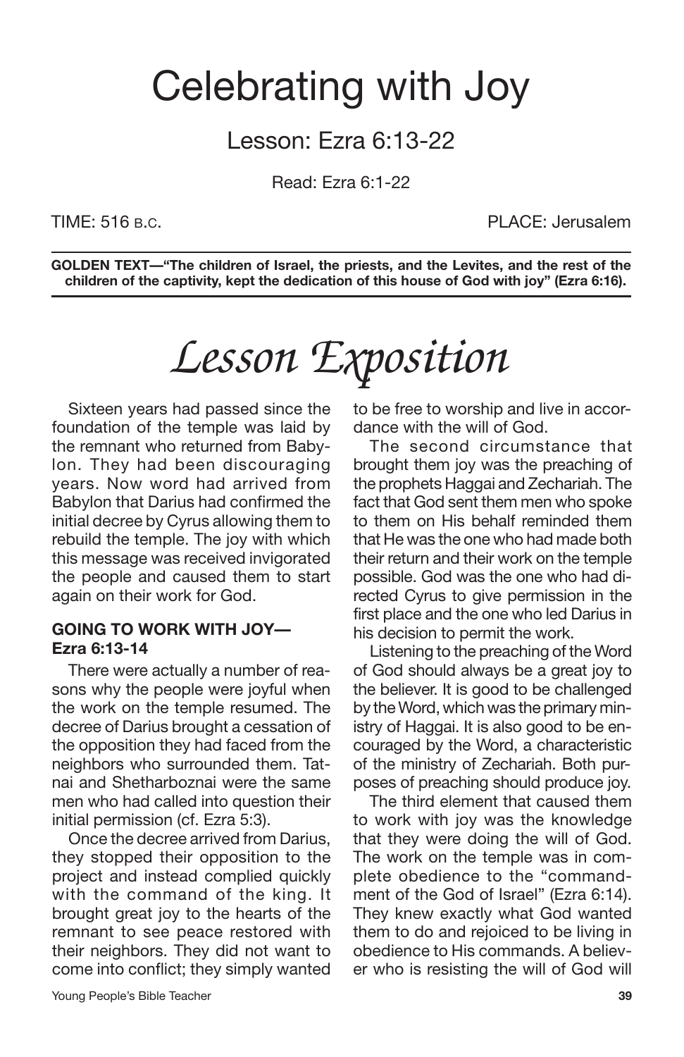# Celebrating with Joy

## Lesson: Ezra 6:13-22

Read: Ezra 6:1-22

TIME: 516 B.C. PLACE: Jerusalem

**GOLDEN TEXT—"The children of Israel, the priests, and the Levites, and the rest of the children of the captivity, kept the dedication of this house of God with joy" (Ezra 6:16).**

# *Lesson Exposition*

Sixteen years had passed since the foundation of the temple was laid by the remnant who returned from Babylon. They had been discouraging years. Now word had arrived from Babylon that Darius had confirmed the initial decree by Cyrus allowing them to rebuild the temple. The joy with which this message was received invigorated the people and caused them to start again on their work for God.

### GOING TO WORK WITH JOY—Ezra 6:13-14

There were actually a number of reasons why the people were joyful when the work on the temple resumed. The decree of Darius brought a cessation of the opposition they had faced from the neighbors who surrounded them. Tatnai and Shetharboznai were the same men who had called into question their initial permission (cf. Ezra 5:3).

Once the decree arrived from Darius, they stopped their opposition to the project and instead complied quickly with the command of the king. It brought great joy to the hearts of the remnant to see peace restored with their neighbors. They did not want to come into conflict; they simply wanted to be free to worship and live in accordance with the will of God.

The second circumstance that brought them joy was the preaching of the prophets Haggai and Zechariah. The fact that God sent them men who spoke to them on His behalf reminded them that He was the one who had made both their return and their work on the temple possible. God was the one who had directed Cyrus to give permission in the first place and the one who led Darius in his decision to permit the work.

Listening to the preaching of the Word of God should always be a great joy to the believer. It is good to be challenged by the Word, which was the primary ministry of Haggai. It is also good to be encouraged by the Word, a characteristic of the ministry of Zechariah. Both purposes of preaching should produce joy.

The third element that caused them to work with joy was the knowledge that they were doing the will of God. The work on the temple was in complete obedience to the "commandment of the God of Israel" (Ezra 6:14). They knew exactly what God wanted them to do and rejoiced to be living in obedience to His commands. A believer who is resisting the will of God will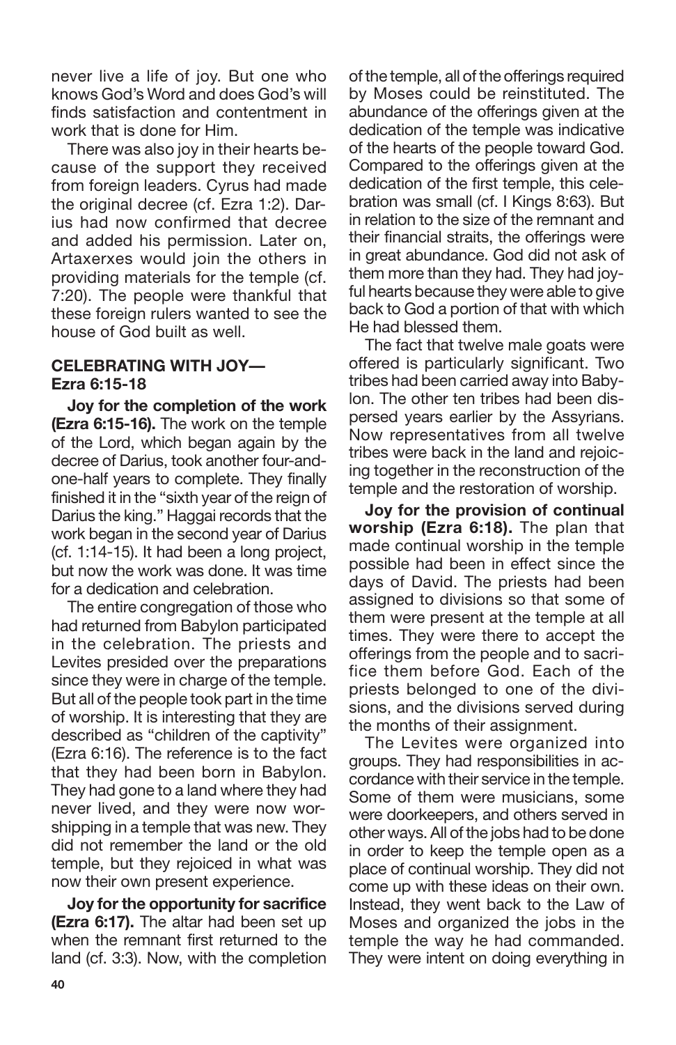never live a life of joy. But one who knows God's Word and does God's will finds satisfaction and contentment in work that is done for Him.

There was also joy in their hearts because of the support they received from foreign leaders. Cyrus had made the original decree (cf. Ezra 1:2). Darius had now confirmed that decree and added his permission. Later on, Artaxerxes would join the others in providing materials for the temple (cf. 7:20). The people were thankful that these foreign rulers wanted to see the house of God built as well.

**CELEBRATING WITH JOY— Ezra 6:15-18**

**Joy for the completion of the work (Ezra 6:15-16).** The work on the temple of the Lord, which began again by the decree of Darius, took another four-and-one-half years to complete. They finally finished it in the "sixth year of the reign of Darius the king." Haggai records that the work began in the second year of Darius (cf. 1:14-15). It had been a long project, but now the work was done. It was time for a dedication and celebration.

The entire congregation of those who had returned from Babylon participated in the celebration. The priests and Levites presided over the preparations since they were in charge of the temple. But all of the people took part in the time of worship. It is interesting that they are described as "children of the captivity" (Ezra 6:16). The reference is to the fact that they had been born in Babylon. They had gone to a land where they had never lived, and they were now worshipping in a temple that was new. They did not remember the land or the old temple, but they rejoiced in what was now their own present experience.

**Joy for the opportunity for sacrifice (Ezra 6:17).** The altar had been set up when the remnant first returned to the land (cf. 3:3). Now, with the completion of the temple, all of the offerings required by Moses could be reinstituted. The abundance of the offerings given at the dedication of the temple was indicative of the hearts of the people toward God. Compared to the offerings given at the dedication of the first temple, this celebration was small (cf. I Kings 8:63). But in relation to the size of the remnant and their financial straits, the offerings were in great abundance. God did not ask of them more than they had. They had joyful hearts because they were able to give back to God a portion of that with which He had blessed them.

The fact that twelve male goats were offered is particularly significant. Two tribes had been carried away into Babylon. The other ten tribes had been dispersed years earlier by the Assyrians. Now representatives from all twelve tribes were back in the land and rejoicing together in the reconstruction of the temple and the restoration of worship.

**Joy for the provision of continual worship (Ezra 6:18).** The plan that made continual worship in the temple possible had been in effect since the days of David. The priests had been assigned to divisions so that some of them were present at the temple at all times. They were there to accept the offerings from the people and to sacrifice them before God. Each of the priests belonged to one of the divisions, and the divisions served during the months of their assignment.

The Levites were organized into groups. They had responsibilities in accordance with their service in the temple. Some of them were musicians, some were doorkeepers, and others served in other ways. All of the jobs had to be done in order to keep the temple open as a place of continual worship. They did not come up with these ideas on their own. Instead, they went back to the Law of Moses and organized the jobs in the temple the way he had commanded. They were intent on doing everything in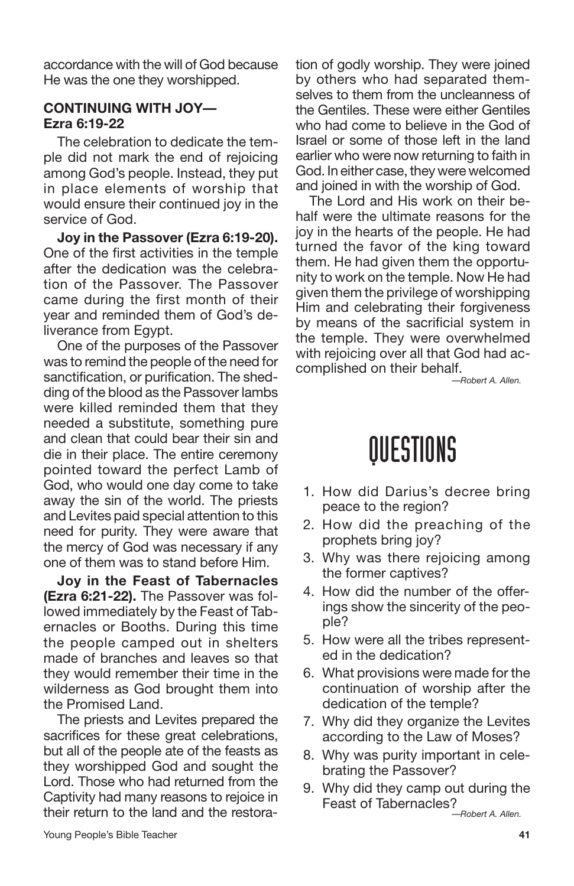accordance with the will of God because He was the one they worshipped.

### CONTINUING WITH JOY— Ezra 6:19-22

The celebration to dedicate the temple did not mark the end of rejoicing among God's people. Instead, they put in place elements of worship that would ensure their continued joy in the service of God.

**Joy in the Passover (Ezra 6:19-20).** One of the first activities in the temple after the dedication was the celebration of the Passover. The Passover came during the first month of their year and reminded them of God's deliverance from Egypt.

One of the purposes of the Passover was to remind the people of the need for sanctification, or purification. The shedding of the blood as the Passover lambs were killed reminded them that they needed a substitute, something pure and clean that could bear their sin and die in their place. The entire ceremony pointed toward the perfect Lamb of God, who would one day come to take away the sin of the world. The priests and Levites paid special attention to this need for purity. They were aware that the mercy of God was necessary if any one of them was to stand before Him.

**Joy in the Feast of Tabernacles (Ezra 6:21-22).** The Passover was followed immediately by the Feast of Tabernacles or Booths. During this time the people camped out in shelters made of branches and leaves so that they would remember their time in the wilderness as God brought them into the Promised Land.

The priests and Levites prepared the sacrifices for these great celebrations, but all of the people ate of the feasts as they worshipped God and sought the Lord. Those who had returned from the Captivity had many reasons to rejoice in their return to the land and the restoration of godly worship. They were joined by others who had separated themselves to them from the uncleanness of the Gentiles. These were either Gentiles who had come to believe in the God of Israel or some of those left in the land earlier who were now returning to faith in God. In either case, they were welcomed and joined in with the worship of God.

The Lord and His work on their behalf were the ultimate reasons for the joy in the hearts of the people. He had turned the favor of the king toward them. He had given them the opportunity to work on the temple. Now He had given them the privilege of worshipping Him and celebrating their forgiveness by means of the sacrificial system in the temple. They were overwhelmed with rejoicing over all that God had accomplished on their behalf.

*—Robert A. Allen.*

# QUESTIONS

1. How did Darius's decree bring peace to the region?
2. How did the preaching of the prophets bring joy?
3. Why was there rejoicing among the former captives?
4. How did the number of the offerings show the sincerity of the people?
5. How were all the tribes represented in the dedication?
6. What provisions were made for the continuation of worship after the dedication of the temple?
7. Why did they organize the Levites according to the Law of Moses?
8. Why was purity important in celebrating the Passover?
9. Why did they camp out during the Feast of Tabernacles?

*—Robert A. Allen.*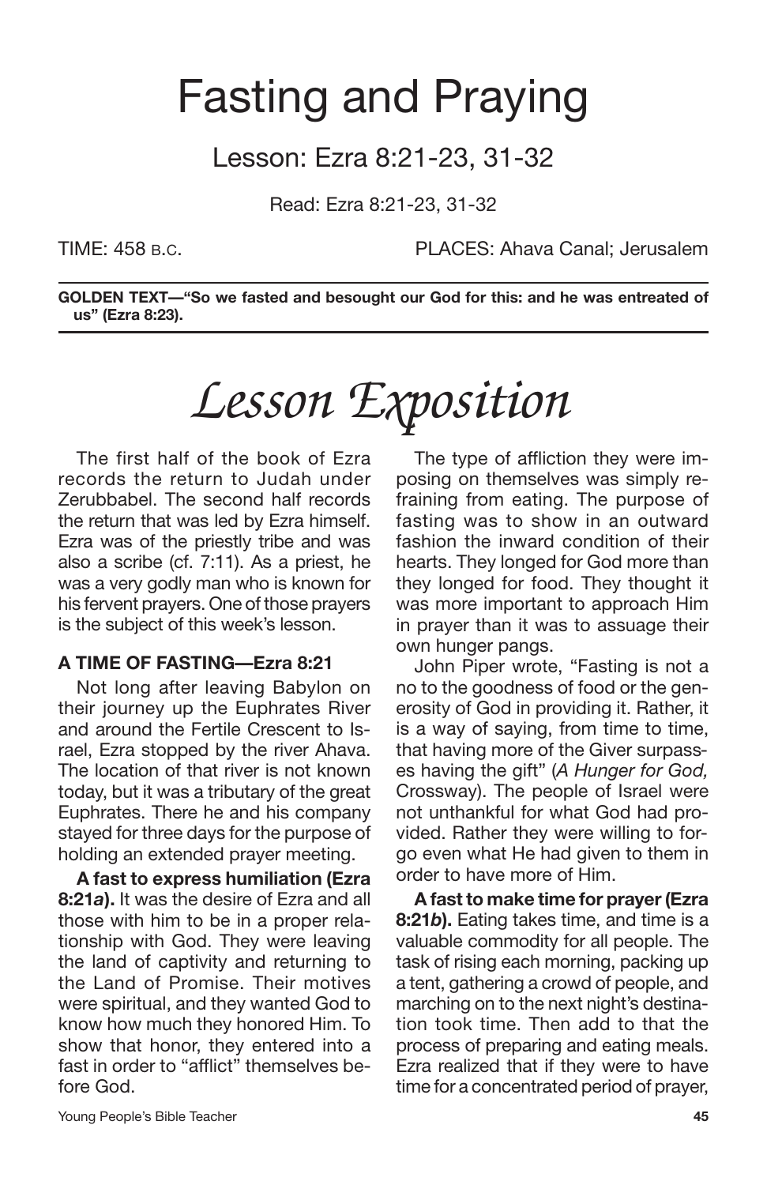# Fasting and Praying

## Lesson: Ezra 8:21-23, 31-32

Read: Ezra 8:21-23, 31-32

TIME: 458 B.C. PLACES: Ahava Canal; Jerusalem

**GOLDEN TEXT—"So we fasted and besought our God for this: and he was entreated of us" (Ezra 8:23).**

# *Lesson Exposition*

The first half of the book of Ezra records the return to Judah under Zerubbabel. The second half records the return that was led by Ezra himself. Ezra was of the priestly tribe and was also a scribe (cf. 7:11). As a priest, he was a very godly man who is known for his fervent prayers. One of those prayers is the subject of this week's lesson.

### A TIME OF FASTING—Ezra 8:21

Not long after leaving Babylon on their journey up the Euphrates River and around the Fertile Crescent to Israel, Ezra stopped by the river Ahava. The location of that river is not known today, but it was a tributary of the great Euphrates. There he and his company stayed for three days for the purpose of holding an extended prayer meeting.

**A fast to express humiliation (Ezra 8:21*a*).** It was the desire of Ezra and all those with him to be in a proper relationship with God. They were leaving the land of captivity and returning to the Land of Promise. Their motives were spiritual, and they wanted God to know how much they honored Him. To show that honor, they entered into a fast in order to "afflict" themselves before God.

The type of affliction they were imposing on themselves was simply refraining from eating. The purpose of fasting was to show in an outward fashion the inward condition of their hearts. They longed for God more than they longed for food. They thought it was more important to approach Him in prayer than it was to assuage their own hunger pangs.

John Piper wrote, "Fasting is not a no to the goodness of food or the generosity of God in providing it. Rather, it is a way of saying, from time to time, that having more of the Giver surpasses having the gift" (*A Hunger for God,* Crossway). The people of Israel were not unthankful for what God had provided. Rather they were willing to forgo even what He had given to them in order to have more of Him.

**A fast to make time for prayer (Ezra 8:21*b*).** Eating takes time, and time is a valuable commodity for all people. The task of rising each morning, packing up a tent, gathering a crowd of people, and marching on to the next night's destination took time. Then add to that the process of preparing and eating meals. Ezra realized that if they were to have time for a concentrated period of prayer,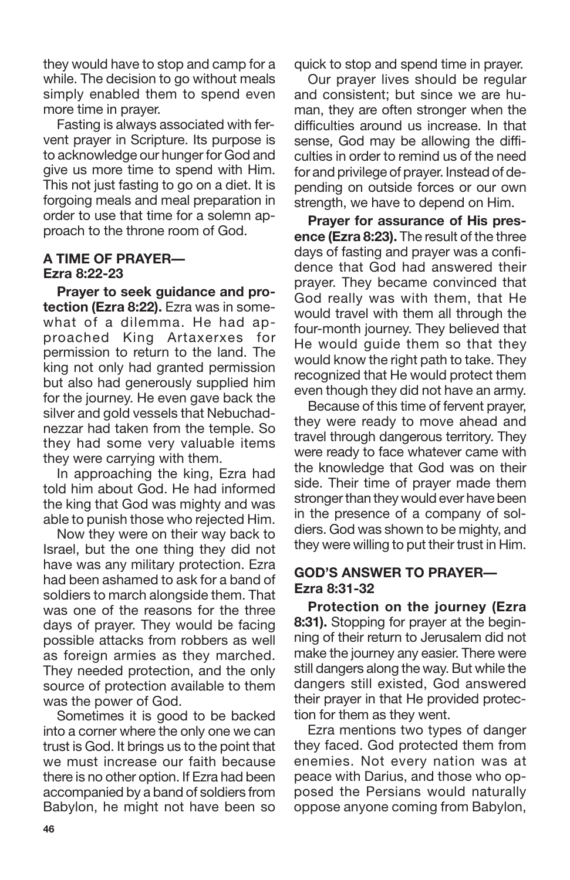they would have to stop and camp for a while. The decision to go without meals simply enabled them to spend even more time in prayer.

Fasting is always associated with fervent prayer in Scripture. Its purpose is to acknowledge our hunger for God and give us more time to spend with Him. This not just fasting to go on a diet. It is forgoing meals and meal preparation in order to use that time for a solemn approach to the throne room of God.

## A TIME OF PRAYER—Ezra 8:22-23

**Prayer to seek guidance and protection (Ezra 8:22).** Ezra was in somewhat of a dilemma. He had approached King Artaxerxes for permission to return to the land. The king not only had granted permission but also had generously supplied him for the journey. He even gave back the silver and gold vessels that Nebuchadnezzar had taken from the temple. So they had some very valuable items they were carrying with them.

In approaching the king, Ezra had told him about God. He had informed the king that God was mighty and was able to punish those who rejected Him.

Now they were on their way back to Israel, but the one thing they did not have was any military protection. Ezra had been ashamed to ask for a band of soldiers to march alongside them. That was one of the reasons for the three days of prayer. They would be facing possible attacks from robbers as well as foreign armies as they marched. They needed protection, and the only source of protection available to them was the power of God.

Sometimes it is good to be backed into a corner where the only one we can trust is God. It brings us to the point that we must increase our faith because there is no other option. If Ezra had been accompanied by a band of soldiers from Babylon, he might not have been so quick to stop and spend time in prayer.

Our prayer lives should be regular and consistent; but since we are human, they are often stronger when the difficulties around us increase. In that sense, God may be allowing the difficulties in order to remind us of the need for and privilege of prayer. Instead of depending on outside forces or our own strength, we have to depend on Him.

**Prayer for assurance of His presence (Ezra 8:23).** The result of the three days of fasting and prayer was a confidence that God had answered their prayer. They became convinced that God really was with them, that He would travel with them all through the four-month journey. They believed that He would guide them so that they would know the right path to take. They recognized that He would protect them even though they did not have an army.

Because of this time of fervent prayer, they were ready to move ahead and travel through dangerous territory. They were ready to face whatever came with the knowledge that God was on their side. Their time of prayer made them stronger than they would ever have been in the presence of a company of soldiers. God was shown to be mighty, and they were willing to put their trust in Him.

## GOD'S ANSWER TO PRAYER—Ezra 8:31-32

**Protection on the journey (Ezra 8:31).** Stopping for prayer at the beginning of their return to Jerusalem did not make the journey any easier. There were still dangers along the way. But while the dangers still existed, God answered their prayer in that He provided protection for them as they went.

Ezra mentions two types of danger they faced. God protected them from enemies. Not every nation was at peace with Darius, and those who opposed the Persians would naturally oppose anyone coming from Babylon,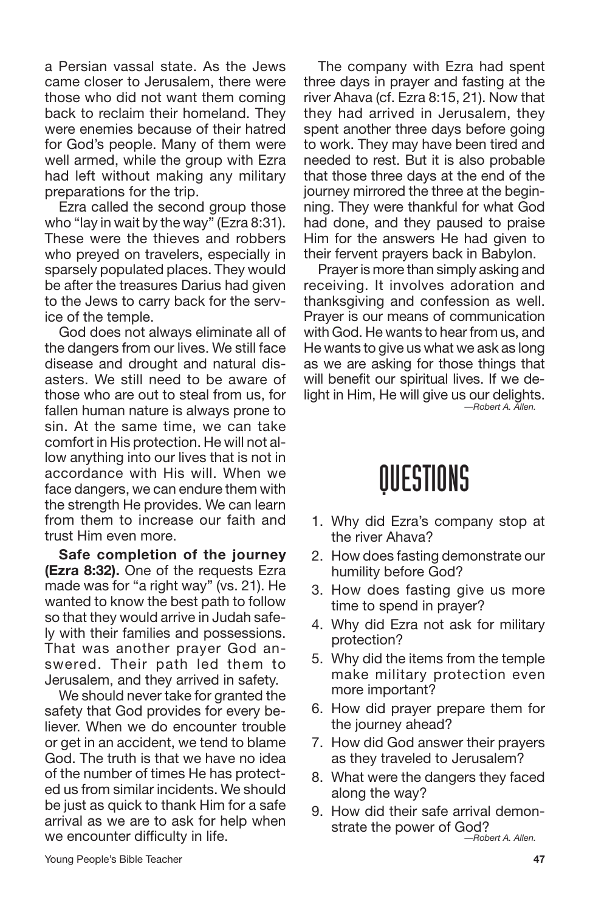a Persian vassal state. As the Jews came closer to Jerusalem, there were those who did not want them coming back to reclaim their homeland. They were enemies because of their hatred for God's people. Many of them were well armed, while the group with Ezra had left without making any military preparations for the trip.

Ezra called the second group those who "lay in wait by the way" (Ezra 8:31). These were the thieves and robbers who preyed on travelers, especially in sparsely populated places. They would be after the treasures Darius had given to the Jews to carry back for the service of the temple.

God does not always eliminate all of the dangers from our lives. We still face disease and drought and natural disasters. We still need to be aware of those who are out to steal from us, for fallen human nature is always prone to sin. At the same time, we can take comfort in His protection. He will not allow anything into our lives that is not in accordance with His will. When we face dangers, we can endure them with the strength He provides. We can learn from them to increase our faith and trust Him even more.

**Safe completion of the journey (Ezra 8:32).** One of the requests Ezra made was for "a right way" (vs. 21). He wanted to know the best path to follow so that they would arrive in Judah safely with their families and possessions. That was another prayer God answered. Their path led them to Jerusalem, and they arrived in safety.

We should never take for granted the safety that God provides for every believer. When we do encounter trouble or get in an accident, we tend to blame God. The truth is that we have no idea of the number of times He has protected us from similar incidents. We should be just as quick to thank Him for a safe arrival as we are to ask for help when we encounter difficulty in life.

The company with Ezra had spent three days in prayer and fasting at the river Ahava (cf. Ezra 8:15, 21). Now that they had arrived in Jerusalem, they spent another three days before going to work. They may have been tired and needed to rest. But it is also probable that those three days at the end of the journey mirrored the three at the beginning. They were thankful for what God had done, and they paused to praise Him for the answers He had given to their fervent prayers back in Babylon.

Prayer is more than simply asking and receiving. It involves adoration and thanksgiving and confession as well. Prayer is our means of communication with God. He wants to hear from us, and He wants to give us what we ask as long as we are asking for those things that will benefit our spiritual lives. If we delight in Him, He will give us our delights.

*—Robert A. Allen.*

# QUESTIONS

1. Why did Ezra's company stop at the river Ahava?
2. How does fasting demonstrate our humility before God?
3. How does fasting give us more time to spend in prayer?
4. Why did Ezra not ask for military protection?
5. Why did the items from the temple make military protection even more important?
6. How did prayer prepare them for the journey ahead?
7. How did God answer their prayers as they traveled to Jerusalem?
8. What were the dangers they faced along the way?
9. How did their safe arrival demonstrate the power of God?

*—Robert A. Allen.*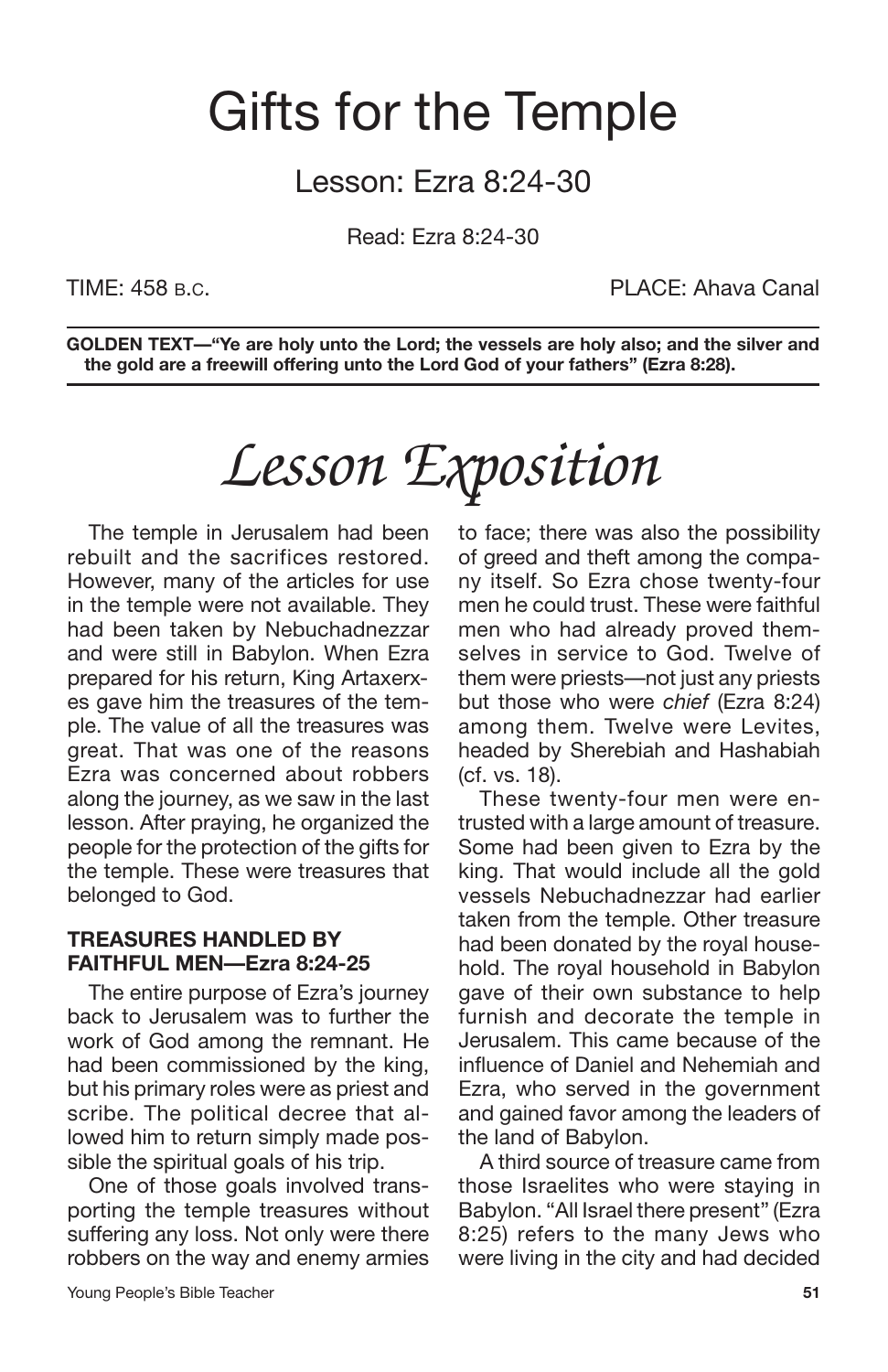# Gifts for the Temple

## Lesson: Ezra 8:24-30

Read: Ezra 8:24-30

TIME: 458 B.C. PLACE: Ahava Canal

**GOLDEN TEXT—"Ye are holy unto the Lord; the vessels are holy also; and the silver and the gold are a freewill offering unto the Lord God of your fathers" (Ezra 8:28).**

# *Lesson Exposition*

The temple in Jerusalem had been rebuilt and the sacrifices restored. However, many of the articles for use in the temple were not available. They had been taken by Nebuchadnezzar and were still in Babylon. When Ezra prepared for his return, King Artaxerxes gave him the treasures of the temple. The value of all the treasures was great. That was one of the reasons Ezra was concerned about robbers along the journey, as we saw in the last lesson. After praying, he organized the people for the protection of the gifts for the temple. These were treasures that belonged to God.

### TREASURES HANDLED BY FAITHFUL MEN—Ezra 8:24-25

The entire purpose of Ezra's journey back to Jerusalem was to further the work of God among the remnant. He had been commissioned by the king, but his primary roles were as priest and scribe. The political decree that allowed him to return simply made possible the spiritual goals of his trip.

One of those goals involved transporting the temple treasures without suffering any loss. Not only were there robbers on the way and enemy armies to face; there was also the possibility of greed and theft among the company itself. So Ezra chose twenty-four men he could trust. These were faithful men who had already proved themselves in service to God. Twelve of them were priests—not just any priests but those who were *chief* (Ezra 8:24) among them. Twelve were Levites, headed by Sherebiah and Hashabiah (cf. vs. 18).

These twenty-four men were entrusted with a large amount of treasure. Some had been given to Ezra by the king. That would include all the gold vessels Nebuchadnezzar had earlier taken from the temple. Other treasure had been donated by the royal household. The royal household in Babylon gave of their own substance to help furnish and decorate the temple in Jerusalem. This came because of the influence of Daniel and Nehemiah and Ezra, who served in the government and gained favor among the leaders of the land of Babylon.

A third source of treasure came from those Israelites who were staying in Babylon. "All Israel there present" (Ezra 8:25) refers to the many Jews who were living in the city and had decided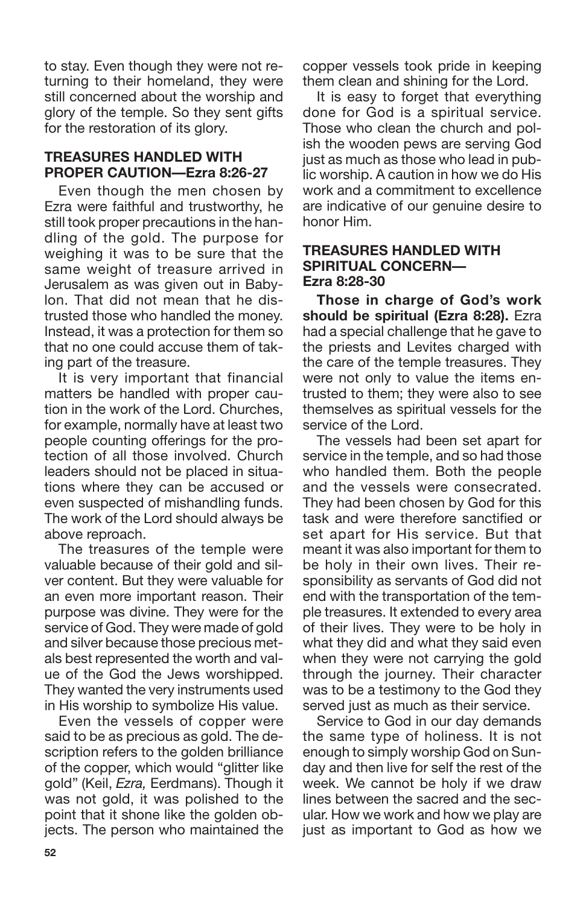to stay. Even though they were not returning to their homeland, they were still concerned about the worship and glory of the temple. So they sent gifts for the restoration of its glory.

### TREASURES HANDLED WITH PROPER CAUTION—Ezra 8:26-27

Even though the men chosen by Ezra were faithful and trustworthy, he still took proper precautions in the handling of the gold. The purpose for weighing it was to be sure that the same weight of treasure arrived in Jerusalem as was given out in Babylon. That did not mean that he distrusted those who handled the money. Instead, it was a protection for them so that no one could accuse them of taking part of the treasure.

It is very important that financial matters be handled with proper caution in the work of the Lord. Churches, for example, normally have at least two people counting offerings for the protection of all those involved. Church leaders should not be placed in situations where they can be accused or even suspected of mishandling funds. The work of the Lord should always be above reproach.

The treasures of the temple were valuable because of their gold and silver content. But they were valuable for an even more important reason. Their purpose was divine. They were for the service of God. They were made of gold and silver because those precious metals best represented the worth and value of the God the Jews worshipped. They wanted the very instruments used in His worship to symbolize His value.

Even the vessels of copper were said to be as precious as gold. The description refers to the golden brilliance of the copper, which would "glitter like gold" (Keil, *Ezra,* Eerdmans). Though it was not gold, it was polished to the point that it shone like the golden objects. The person who maintained the copper vessels took pride in keeping them clean and shining for the Lord.

It is easy to forget that everything done for God is a spiritual service. Those who clean the church and polish the wooden pews are serving God just as much as those who lead in public worship. A caution in how we do His work and a commitment to excellence are indicative of our genuine desire to honor Him.

### TREASURES HANDLED WITH SPIRITUAL CONCERN—Ezra 8:28-30

**Those in charge of God's work should be spiritual (Ezra 8:28).** Ezra had a special challenge that he gave to the priests and Levites charged with the care of the temple treasures. They were not only to value the items entrusted to them; they were also to see themselves as spiritual vessels for the service of the Lord.

The vessels had been set apart for service in the temple, and so had those who handled them. Both the people and the vessels were consecrated. They had been chosen by God for this task and were therefore sanctified or set apart for His service. But that meant it was also important for them to be holy in their own lives. Their responsibility as servants of God did not end with the transportation of the temple treasures. It extended to every area of their lives. They were to be holy in what they did and what they said even when they were not carrying the gold through the journey. Their character was to be a testimony to the God they served just as much as their service.

Service to God in our day demands the same type of holiness. It is not enough to simply worship God on Sunday and then live for self the rest of the week. We cannot be holy if we draw lines between the sacred and the secular. How we work and how we play are just as important to God as how we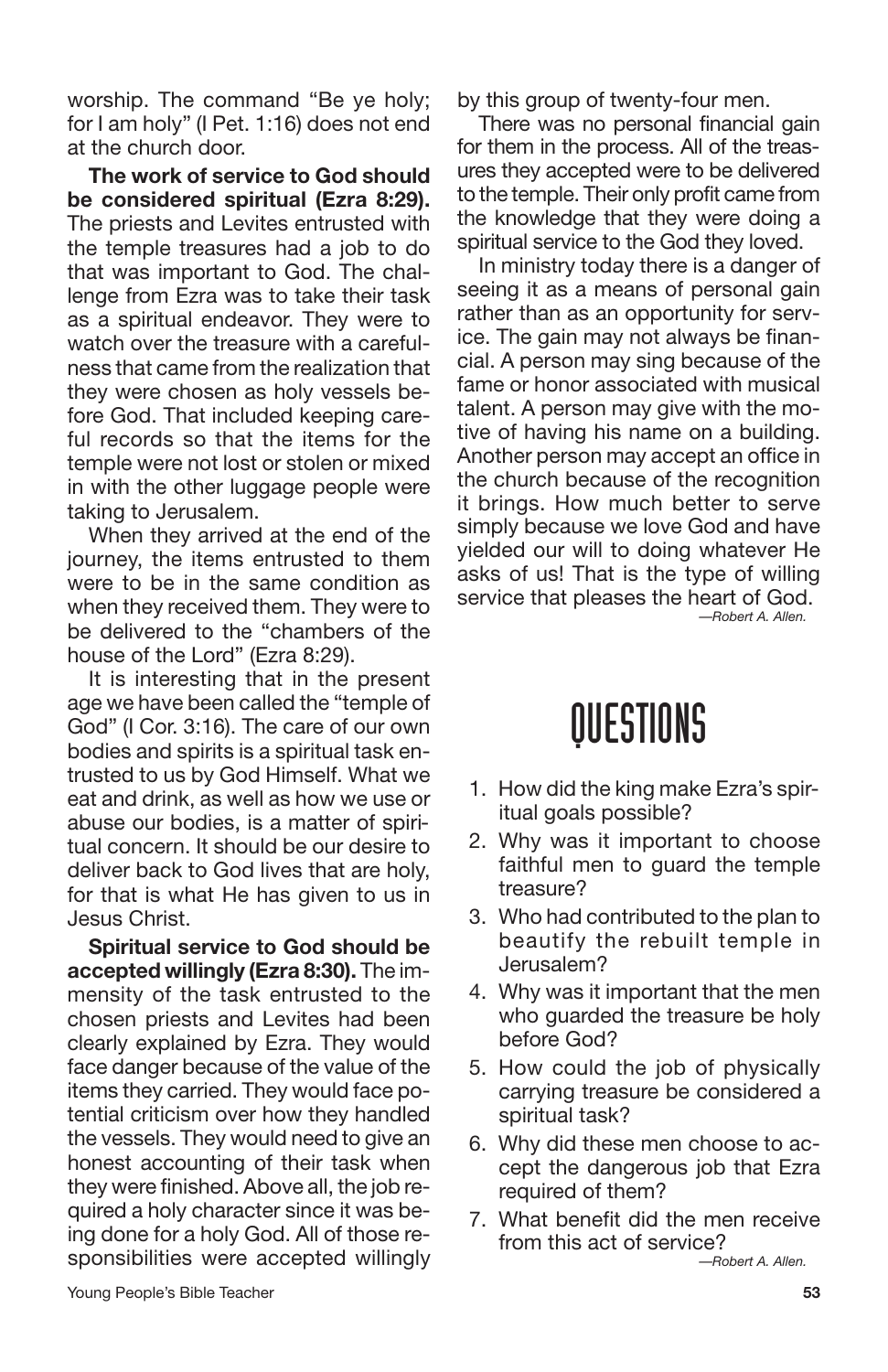worship. The command "Be ye holy; for I am holy" (I Pet. 1:16) does not end at the church door.

**The work of service to God should be considered spiritual (Ezra 8:29).** The priests and Levites entrusted with the temple treasures had a job to do that was important to God. The challenge from Ezra was to take their task as a spiritual endeavor. They were to watch over the treasure with a carefulness that came from the realization that they were chosen as holy vessels before God. That included keeping careful records so that the items for the temple were not lost or stolen or mixed in with the other luggage people were taking to Jerusalem.

When they arrived at the end of the journey, the items entrusted to them were to be in the same condition as when they received them. They were to be delivered to the "chambers of the house of the Lord" (Ezra 8:29).

It is interesting that in the present age we have been called the "temple of God" (I Cor. 3:16). The care of our own bodies and spirits is a spiritual task entrusted to us by God Himself. What we eat and drink, as well as how we use or abuse our bodies, is a matter of spiritual concern. It should be our desire to deliver back to God lives that are holy, for that is what He has given to us in Jesus Christ.

**Spiritual service to God should be accepted willingly (Ezra 8:30).** The immensity of the task entrusted to the chosen priests and Levites had been clearly explained by Ezra. They would face danger because of the value of the items they carried. They would face potential criticism over how they handled the vessels. They would need to give an honest accounting of their task when they were finished. Above all, the job required a holy character since it was being done for a holy God. All of those responsibilities were accepted willingly by this group of twenty-four men.

There was no personal financial gain for them in the process. All of the treasures they accepted were to be delivered to the temple. Their only profit came from the knowledge that they were doing a spiritual service to the God they loved.

In ministry today there is a danger of seeing it as a means of personal gain rather than as an opportunity for service. The gain may not always be financial. A person may sing because of the fame or honor associated with musical talent. A person may give with the motive of having his name on a building. Another person may accept an office in the church because of the recognition it brings. How much better to serve simply because we love God and have yielded our will to doing whatever He asks of us! That is the type of willing service that pleases the heart of God.

*—Robert A. Allen.*

# QUESTIONS

1. How did the king make Ezra's spiritual goals possible?
2. Why was it important to choose faithful men to guard the temple treasure?
3. Who had contributed to the plan to beautify the rebuilt temple in Jerusalem?
4. Why was it important that the men who guarded the treasure be holy before God?
5. How could the job of physically carrying treasure be considered a spiritual task?
6. Why did these men choose to accept the dangerous job that Ezra required of them?
7. What benefit did the men receive from this act of service?

*—Robert A. Allen.*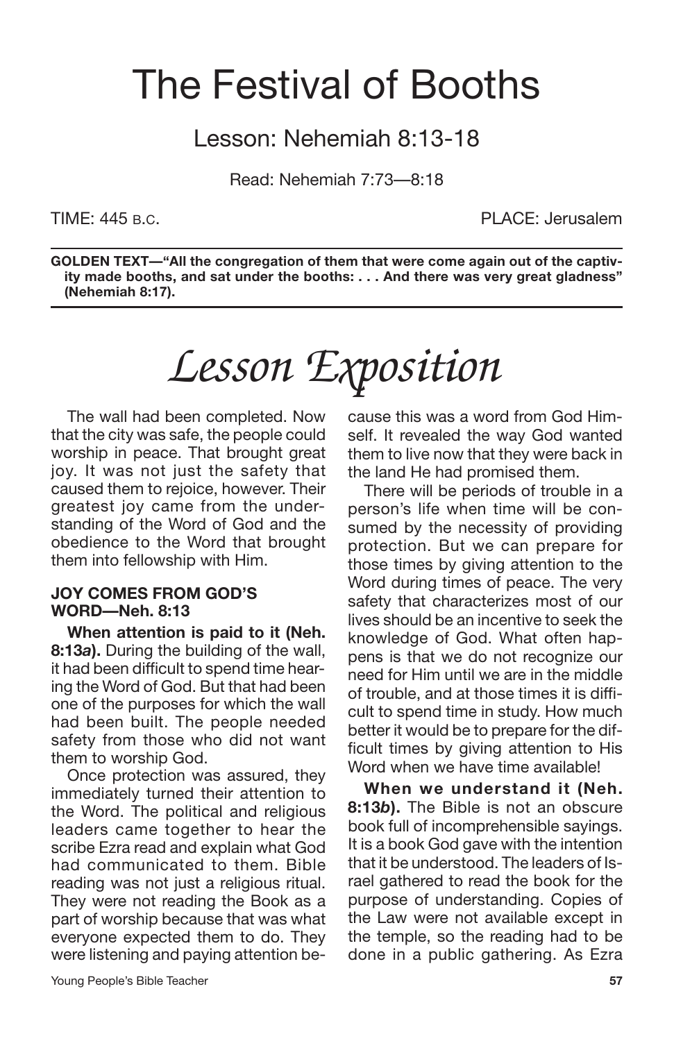# The Festival of Booths

## Lesson: Nehemiah 8:13-18

Read: Nehemiah 7:73—8:18

TIME: 445 B.C. PLACE: Jerusalem

**GOLDEN TEXT—"All the congregation of them that were come again out of the captivity made booths, and sat under the booths: . . . And there was very great gladness" (Nehemiah 8:17).**

# *Lesson Exposition*

The wall had been completed. Now that the city was safe, the people could worship in peace. That brought great joy. It was not just the safety that caused them to rejoice, however. Their greatest joy came from the understanding of the Word of God and the obedience to the Word that brought them into fellowship with Him.

### JOY COMES FROM GOD'S WORD—Neh. 8:13

**When attention is paid to it (Neh. 8:13*a*).** During the building of the wall, it had been difficult to spend time hearing the Word of God. But that had been one of the purposes for which the wall had been built. The people needed safety from those who did not want them to worship God.

Once protection was assured, they immediately turned their attention to the Word. The political and religious leaders came together to hear the scribe Ezra read and explain what God had communicated to them. Bible reading was not just a religious ritual. They were not reading the Book as a part of worship because that was what everyone expected them to do. They were listening and paying attention because this was a word from God Himself. It revealed the way God wanted them to live now that they were back in the land He had promised them.

There will be periods of trouble in a person's life when time will be consumed by the necessity of providing protection. But we can prepare for those times by giving attention to the Word during times of peace. The very safety that characterizes most of our lives should be an incentive to seek the knowledge of God. What often happens is that we do not recognize our need for Him until we are in the middle of trouble, and at those times it is difficult to spend time in study. How much better it would be to prepare for the difficult times by giving attention to His Word when we have time available!

**When we understand it (Neh. 8:13*b*).** The Bible is not an obscure book full of incomprehensible sayings. It is a book God gave with the intention that it be understood. The leaders of Israel gathered to read the book for the purpose of understanding. Copies of the Law were not available except in the temple, so the reading had to be done in a public gathering. As Ezra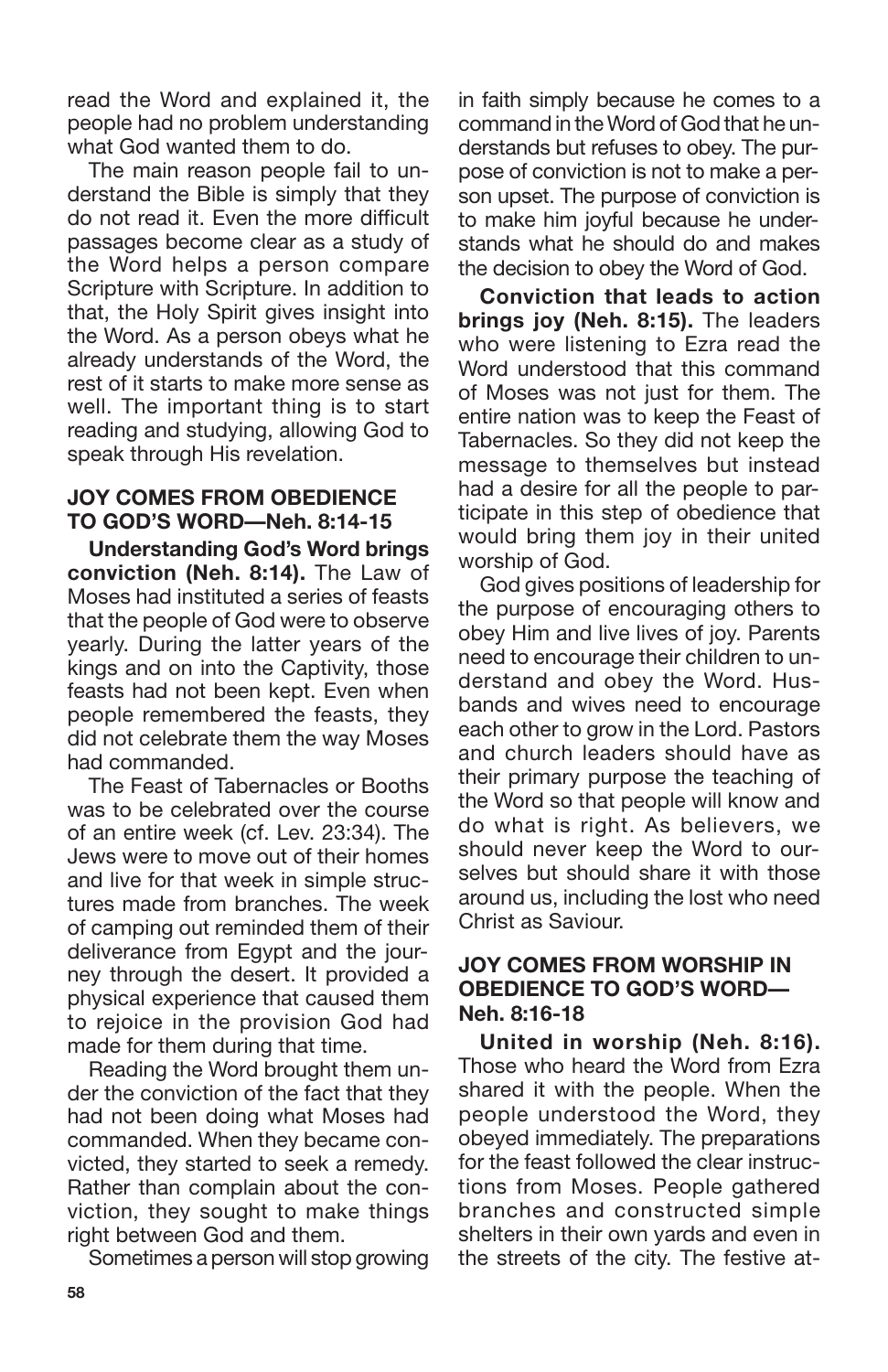read the Word and explained it, the people had no problem understanding what God wanted them to do.

The main reason people fail to understand the Bible is simply that they do not read it. Even the more difficult passages become clear as a study of the Word helps a person compare Scripture with Scripture. In addition to that, the Holy Spirit gives insight into the Word. As a person obeys what he already understands of the Word, the rest of it starts to make more sense as well. The important thing is to start reading and studying, allowing God to speak through His revelation.

### JOY COMES FROM OBEDIENCE TO GOD'S WORD—Neh. 8:14-15

**Understanding God's Word brings conviction (Neh. 8:14).** The Law of Moses had instituted a series of feasts that the people of God were to observe yearly. During the latter years of the kings and on into the Captivity, those feasts had not been kept. Even when people remembered the feasts, they did not celebrate them the way Moses had commanded.

The Feast of Tabernacles or Booths was to be celebrated over the course of an entire week (cf. Lev. 23:34). The Jews were to move out of their homes and live for that week in simple structures made from branches. The week of camping out reminded them of their deliverance from Egypt and the journey through the desert. It provided a physical experience that caused them to rejoice in the provision God had made for them during that time.

Reading the Word brought them under the conviction of the fact that they had not been doing what Moses had commanded. When they became convicted, they started to seek a remedy. Rather than complain about the conviction, they sought to make things right between God and them.

Sometimes a person will stop growing in faith simply because he comes to a command in the Word of God that he understands but refuses to obey. The purpose of conviction is not to make a person upset. The purpose of conviction is to make him joyful because he understands what he should do and makes the decision to obey the Word of God.

**Conviction that leads to action brings joy (Neh. 8:15).** The leaders who were listening to Ezra read the Word understood that this command of Moses was not just for them. The entire nation was to keep the Feast of Tabernacles. So they did not keep the message to themselves but instead had a desire for all the people to participate in this step of obedience that would bring them joy in their united worship of God.

God gives positions of leadership for the purpose of encouraging others to obey Him and live lives of joy. Parents need to encourage their children to understand and obey the Word. Husbands and wives need to encourage each other to grow in the Lord. Pastors and church leaders should have as their primary purpose the teaching of the Word so that people will know and do what is right. As believers, we should never keep the Word to ourselves but should share it with those around us, including the lost who need Christ as Saviour.

### JOY COMES FROM WORSHIP IN OBEDIENCE TO GOD'S WORD—Neh. 8:16-18

**United in worship (Neh. 8:16).** Those who heard the Word from Ezra shared it with the people. When the people understood the Word, they obeyed immediately. The preparations for the feast followed the clear instructions from Moses. People gathered branches and constructed simple shelters in their own yards and even in the streets of the city. The festive at-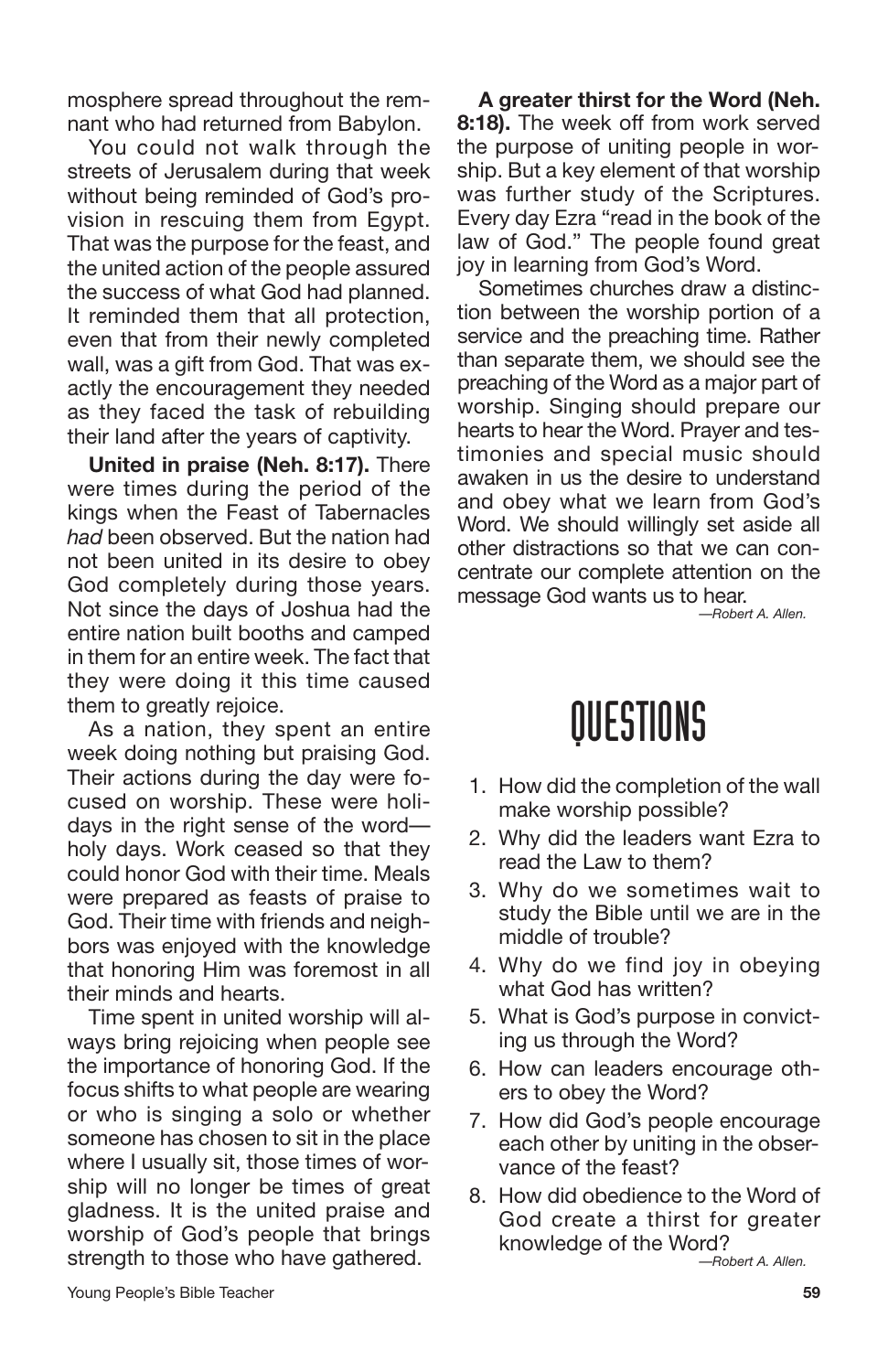mosphere spread throughout the remnant who had returned from Babylon.

You could not walk through the streets of Jerusalem during that week without being reminded of God's provision in rescuing them from Egypt. That was the purpose for the feast, and the united action of the people assured the success of what God had planned. It reminded them that all protection, even that from their newly completed wall, was a gift from God. That was exactly the encouragement they needed as they faced the task of rebuilding their land after the years of captivity.

**United in praise (Neh. 8:17).** There were times during the period of the kings when the Feast of Tabernacles *had* been observed. But the nation had not been united in its desire to obey God completely during those years. Not since the days of Joshua had the entire nation built booths and camped in them for an entire week. The fact that they were doing it this time caused them to greatly rejoice.

As a nation, they spent an entire week doing nothing but praising God. Their actions during the day were focused on worship. These were holidays in the right sense of the word—holy days. Work ceased so that they could honor God with their time. Meals were prepared as feasts of praise to God. Their time with friends and neighbors was enjoyed with the knowledge that honoring Him was foremost in all their minds and hearts.

Time spent in united worship will always bring rejoicing when people see the importance of honoring God. If the focus shifts to what people are wearing or who is singing a solo or whether someone has chosen to sit in the place where I usually sit, those times of worship will no longer be times of great gladness. It is the united praise and worship of God's people that brings strength to those who have gathered.

**A greater thirst for the Word (Neh. 8:18).** The week off from work served the purpose of uniting people in worship. But a key element of that worship was further study of the Scriptures. Every day Ezra "read in the book of the law of God." The people found great joy in learning from God's Word.

Sometimes churches draw a distinction between the worship portion of a service and the preaching time. Rather than separate them, we should see the preaching of the Word as a major part of worship. Singing should prepare our hearts to hear the Word. Prayer and testimonies and special music should awaken in us the desire to understand and obey what we learn from God's Word. We should willingly set aside all other distractions so that we can concentrate our complete attention on the message God wants us to hear.

—*Robert A. Allen.*

# QUESTIONS

1. How did the completion of the wall make worship possible?
2. Why did the leaders want Ezra to read the Law to them?
3. Why do we sometimes wait to study the Bible until we are in the middle of trouble?
4. Why do we find joy in obeying what God has written?
5. What is God's purpose in convicting us through the Word?
6. How can leaders encourage others to obey the Word?
7. How did God's people encourage each other by uniting in the observance of the feast?
8. How did obedience to the Word of God create a thirst for greater knowledge of the Word?

—*Robert A. Allen.*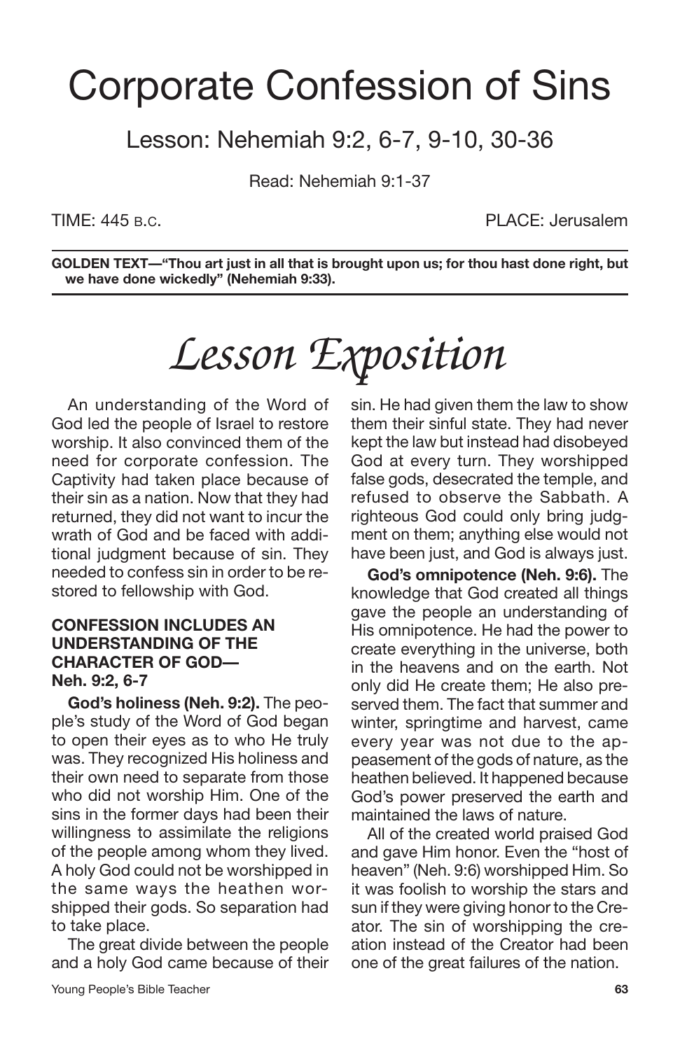# Corporate Confession of Sins

## Lesson: Nehemiah 9:2, 6-7, 9-10, 30-36

Read: Nehemiah 9:1-37

TIME: 445 B.C. PLACE: Jerusalem

**GOLDEN TEXT—"Thou art just in all that is brought upon us; for thou hast done right, but we have done wickedly" (Nehemiah 9:33).**

# *Lesson Exposition*

An understanding of the Word of God led the people of Israel to restore worship. It also convinced them of the need for corporate confession. The Captivity had taken place because of their sin as a nation. Now that they had returned, they did not want to incur the wrath of God and be faced with additional judgment because of sin. They needed to confess sin in order to be restored to fellowship with God.

### CONFESSION INCLUDES AN UNDERSTANDING OF THE CHARACTER OF GOD—Neh. 9:2, 6-7

**God's holiness (Neh. 9:2).** The people's study of the Word of God began to open their eyes as to who He truly was. They recognized His holiness and their own need to separate from those who did not worship Him. One of the sins in the former days had been their willingness to assimilate the religions of the people among whom they lived. A holy God could not be worshipped in the same ways the heathen worshipped their gods. So separation had to take place.

The great divide between the people and a holy God came because of their sin. He had given them the law to show them their sinful state. They had never kept the law but instead had disobeyed God at every turn. They worshipped false gods, desecrated the temple, and refused to observe the Sabbath. A righteous God could only bring judgment on them; anything else would not have been just, and God is always just.

**God's omnipotence (Neh. 9:6).** The knowledge that God created all things gave the people an understanding of His omnipotence. He had the power to create everything in the universe, both in the heavens and on the earth. Not only did He create them; He also preserved them. The fact that summer and winter, springtime and harvest, came every year was not due to the appeasement of the gods of nature, as the heathen believed. It happened because God's power preserved the earth and maintained the laws of nature.

All of the created world praised God and gave Him honor. Even the "host of heaven" (Neh. 9:6) worshipped Him. So it was foolish to worship the stars and sun if they were giving honor to the Creator. The sin of worshipping the creation instead of the Creator had been one of the great failures of the nation.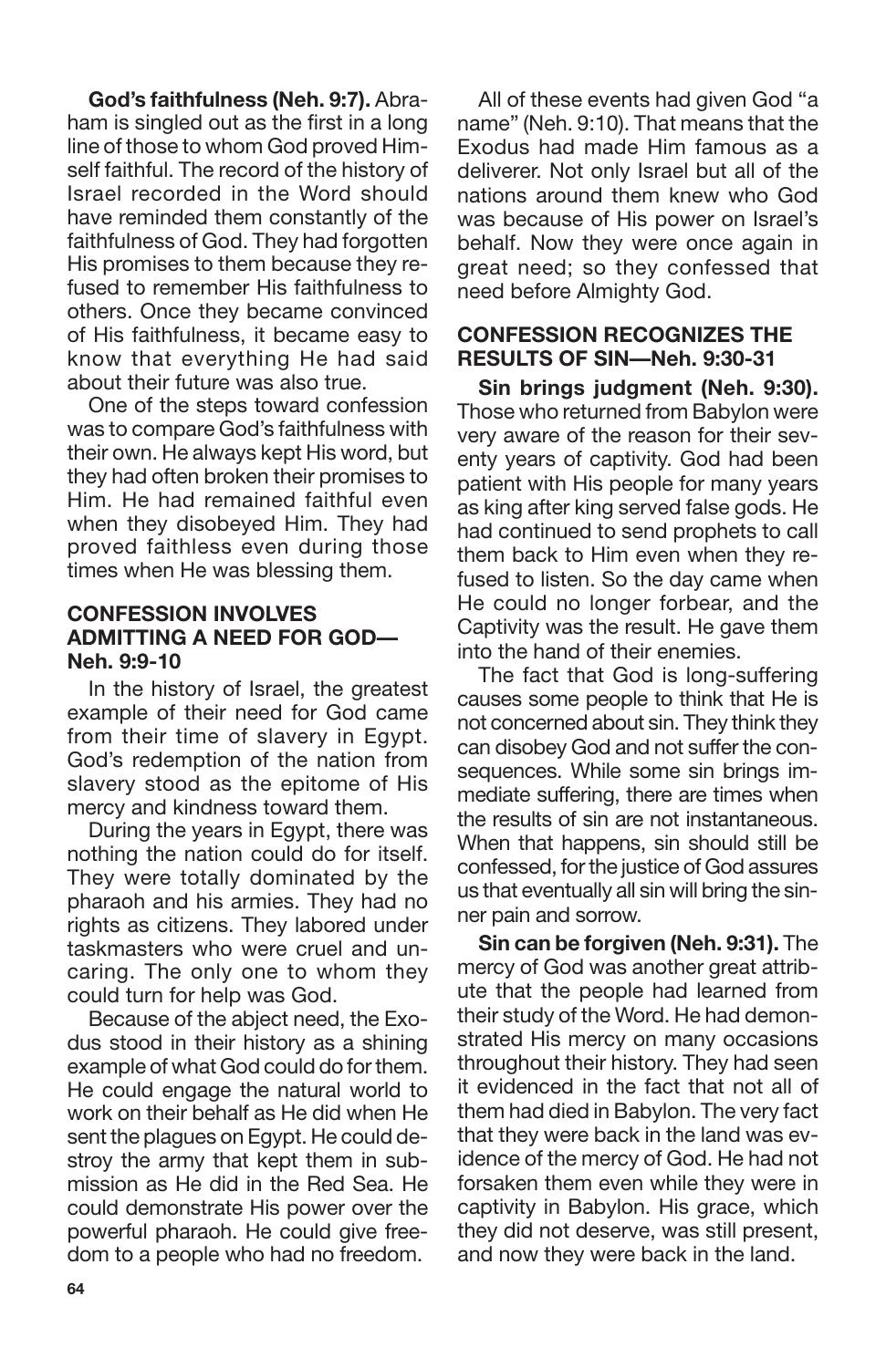**God's faithfulness (Neh. 9:7).** Abraham is singled out as the first in a long line of those to whom God proved Himself faithful. The record of the history of Israel recorded in the Word should have reminded them constantly of the faithfulness of God. They had forgotten His promises to them because they refused to remember His faithfulness to others. Once they became convinced of His faithfulness, it became easy to know that everything He had said about their future was also true.

One of the steps toward confession was to compare God's faithfulness with their own. He always kept His word, but they had often broken their promises to Him. He had remained faithful even when they disobeyed Him. They had proved faithless even during those times when He was blessing them.

### CONFESSION INVOLVES ADMITTING A NEED FOR GOD—Neh. 9:9-10

In the history of Israel, the greatest example of their need for God came from their time of slavery in Egypt. God's redemption of the nation from slavery stood as the epitome of His mercy and kindness toward them.

During the years in Egypt, there was nothing the nation could do for itself. They were totally dominated by the pharaoh and his armies. They had no rights as citizens. They labored under taskmasters who were cruel and uncaring. The only one to whom they could turn for help was God.

Because of the abject need, the Exodus stood in their history as a shining example of what God could do for them. He could engage the natural world to work on their behalf as He did when He sent the plagues on Egypt. He could destroy the army that kept them in submission as He did in the Red Sea. He could demonstrate His power over the powerful pharaoh. He could give freedom to a people who had no freedom.

All of these events had given God "a name" (Neh. 9:10). That means that the Exodus had made Him famous as a deliverer. Not only Israel but all of the nations around them knew who God was because of His power on Israel's behalf. Now they were once again in great need; so they confessed that need before Almighty God.

### CONFESSION RECOGNIZES THE RESULTS OF SIN—Neh. 9:30-31

**Sin brings judgment (Neh. 9:30).** Those who returned from Babylon were very aware of the reason for their seventy years of captivity. God had been patient with His people for many years as king after king served false gods. He had continued to send prophets to call them back to Him even when they refused to listen. So the day came when He could no longer forbear, and the Captivity was the result. He gave them into the hand of their enemies.

The fact that God is long-suffering causes some people to think that He is not concerned about sin. They think they can disobey God and not suffer the consequences. While some sin brings immediate suffering, there are times when the results of sin are not instantaneous. When that happens, sin should still be confessed, for the justice of God assures us that eventually all sin will bring the sinner pain and sorrow.

**Sin can be forgiven (Neh. 9:31).** The mercy of God was another great attribute that the people had learned from their study of the Word. He had demonstrated His mercy on many occasions throughout their history. They had seen it evidenced in the fact that not all of them had died in Babylon. The very fact that they were back in the land was evidence of the mercy of God. He had not forsaken them even while they were in captivity in Babylon. His grace, which they did not deserve, was still present, and now they were back in the land.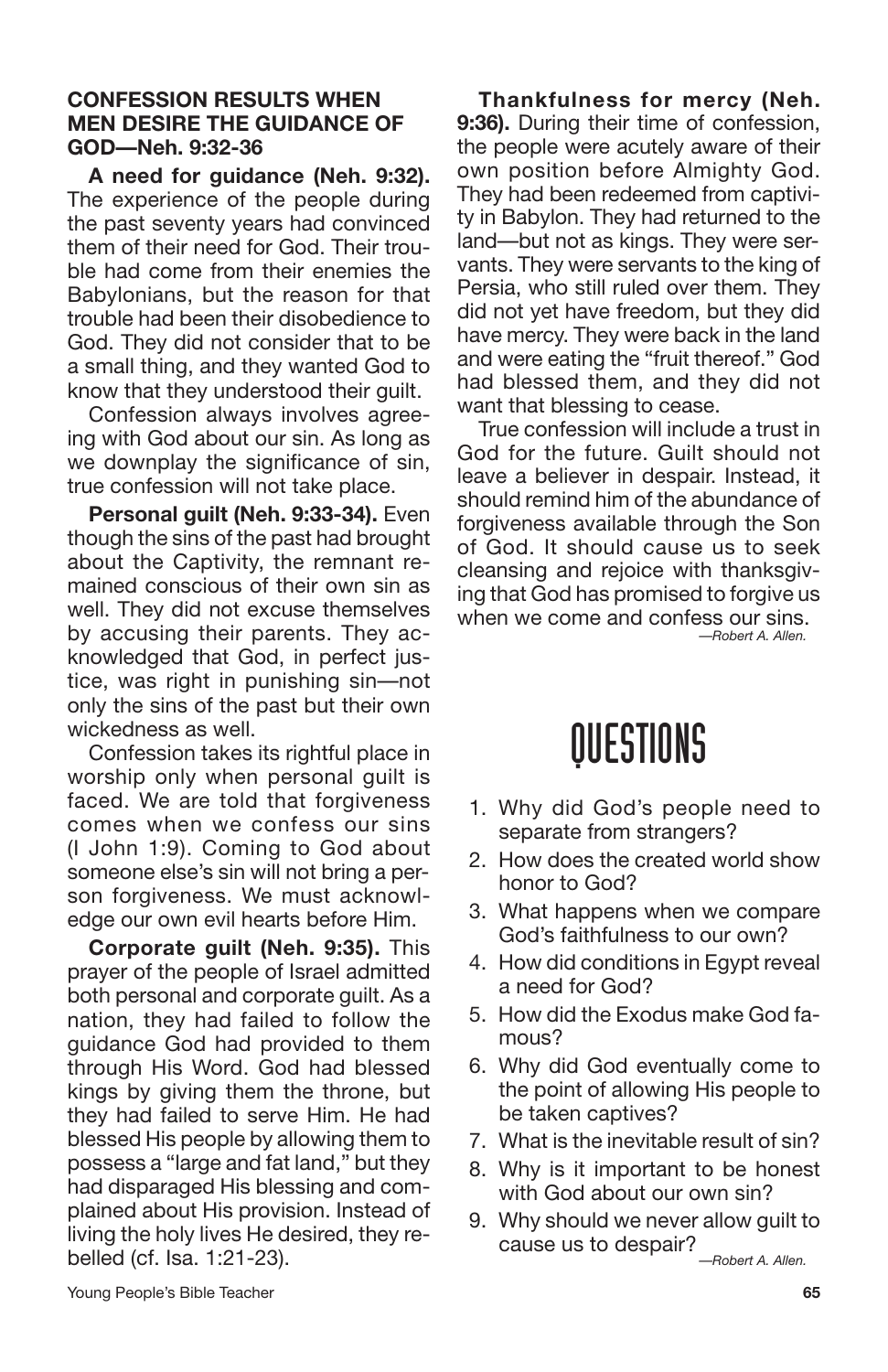### CONFESSION RESULTS WHEN MEN DESIRE THE GUIDANCE OF GOD—Neh. 9:32-36

**A need for guidance (Neh. 9:32).** The experience of the people during the past seventy years had convinced them of their need for God. Their trouble had come from their enemies the Babylonians, but the reason for that trouble had been their disobedience to God. They did not consider that to be a small thing, and they wanted God to know that they understood their guilt.

Confession always involves agreeing with God about our sin. As long as we downplay the significance of sin, true confession will not take place.

**Personal guilt (Neh. 9:33-34).** Even though the sins of the past had brought about the Captivity, the remnant remained conscious of their own sin as well. They did not excuse themselves by accusing their parents. They acknowledged that God, in perfect justice, was right in punishing sin—not only the sins of the past but their own wickedness as well.

Confession takes its rightful place in worship only when personal guilt is faced. We are told that forgiveness comes when we confess our sins (I John 1:9). Coming to God about someone else's sin will not bring a person forgiveness. We must acknowledge our own evil hearts before Him.

**Corporate guilt (Neh. 9:35).** This prayer of the people of Israel admitted both personal and corporate guilt. As a nation, they had failed to follow the guidance God had provided to them through His Word. God had blessed kings by giving them the throne, but they had failed to serve Him. He had blessed His people by allowing them to possess a "large and fat land," but they had disparaged His blessing and complained about His provision. Instead of living the holy lives He desired, they rebelled (cf. Isa. 1:21-23).

**Thankfulness for mercy (Neh. 9:36).** During their time of confession, the people were acutely aware of their own position before Almighty God. They had been redeemed from captivity in Babylon. They had returned to the land—but not as kings. They were servants. They were servants to the king of Persia, who still ruled over them. They did not yet have freedom, but they did have mercy. They were back in the land and were eating the "fruit thereof." God had blessed them, and they did not want that blessing to cease.

True confession will include a trust in God for the future. Guilt should not leave a believer in despair. Instead, it should remind him of the abundance of forgiveness available through the Son of God. It should cause us to seek cleansing and rejoice with thanksgiving that God has promised to forgive us when we come and confess our sins.

*—Robert A. Allen.*

# QUESTIONS

1. Why did God's people need to separate from strangers?
2. How does the created world show honor to God?
3. What happens when we compare God's faithfulness to our own?
4. How did conditions in Egypt reveal a need for God?
5. How did the Exodus make God famous?
6. Why did God eventually come to the point of allowing His people to be taken captives?
7. What is the inevitable result of sin?
8. Why is it important to be honest with God about our own sin?
9. Why should we never allow guilt to cause us to despair?

*—Robert A. Allen.*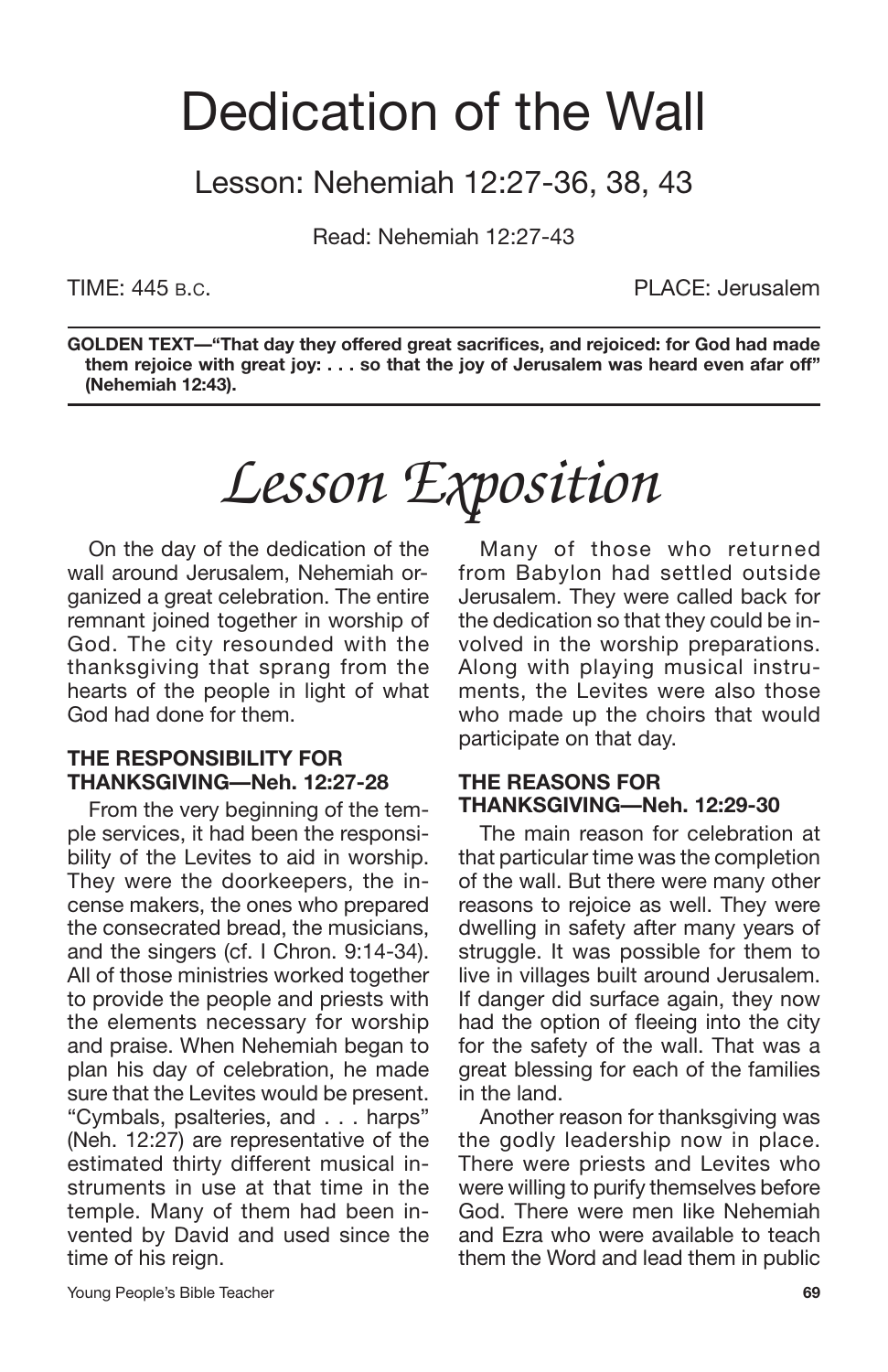# Dedication of the Wall

## Lesson: Nehemiah 12:27-36, 38, 43

Read: Nehemiah 12:27-43

TIME: 445 B.C. PLACE: Jerusalem

**GOLDEN TEXT—"That day they offered great sacrifices, and rejoiced: for God had made them rejoice with great joy: . . . so that the joy of Jerusalem was heard even afar off" (Nehemiah 12:43).**

# *Lesson Exposition*

On the day of the dedication of the wall around Jerusalem, Nehemiah organized a great celebration. The entire remnant joined together in worship of God. The city resounded with the thanksgiving that sprang from the hearts of the people in light of what God had done for them.

### THE RESPONSIBILITY FOR THANKSGIVING—Neh. 12:27-28

From the very beginning of the temple services, it had been the responsibility of the Levites to aid in worship. They were the doorkeepers, the incense makers, the ones who prepared the consecrated bread, the musicians, and the singers (cf. I Chron. 9:14-34). All of those ministries worked together to provide the people and priests with the elements necessary for worship and praise. When Nehemiah began to plan his day of celebration, he made sure that the Levites would be present. "Cymbals, psalteries, and . . . harps" (Neh. 12:27) are representative of the estimated thirty different musical instruments in use at that time in the temple. Many of them had been invented by David and used since the time of his reign.

Many of those who returned from Babylon had settled outside Jerusalem. They were called back for the dedication so that they could be involved in the worship preparations. Along with playing musical instruments, the Levites were also those who made up the choirs that would participate on that day.

### THE REASONS FOR THANKSGIVING—Neh. 12:29-30

The main reason for celebration at that particular time was the completion of the wall. But there were many other reasons to rejoice as well. They were dwelling in safety after many years of struggle. It was possible for them to live in villages built around Jerusalem. If danger did surface again, they now had the option of fleeing into the city for the safety of the wall. That was a great blessing for each of the families in the land.

Another reason for thanksgiving was the godly leadership now in place. There were priests and Levites who were willing to purify themselves before God. There were men like Nehemiah and Ezra who were available to teach them the Word and lead them in public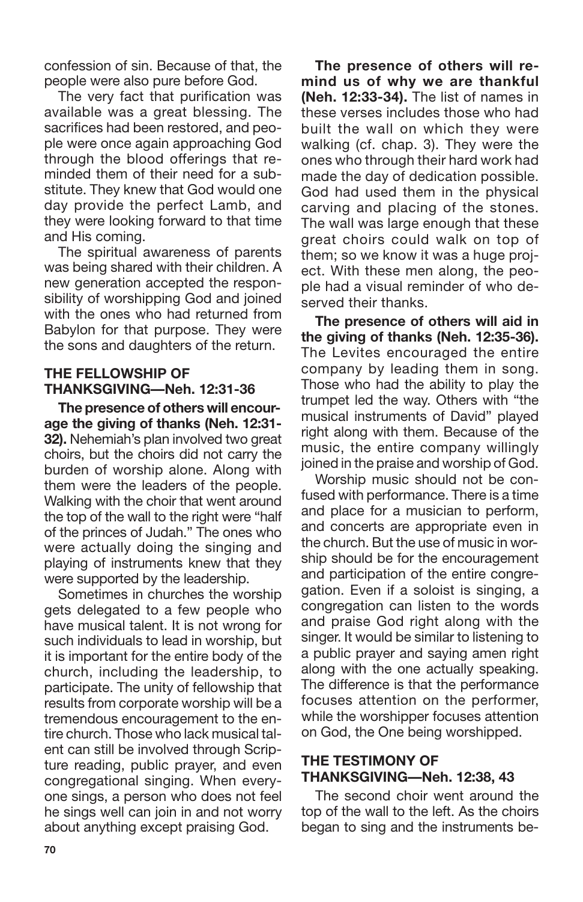confession of sin. Because of that, the people were also pure before God.

The very fact that purification was available was a great blessing. The sacrifices had been restored, and people were once again approaching God through the blood offerings that reminded them of their need for a substitute. They knew that God would one day provide the perfect Lamb, and they were looking forward to that time and His coming.

The spiritual awareness of parents was being shared with their children. A new generation accepted the responsibility of worshipping God and joined with the ones who had returned from Babylon for that purpose. They were the sons and daughters of the return.

## THE FELLOWSHIP OF THANKSGIVING—Neh. 12:31-36

**The presence of others will encourage the giving of thanks (Neh. 12:31-32).** Nehemiah's plan involved two great choirs, but the choirs did not carry the burden of worship alone. Along with them were the leaders of the people. Walking with the choir that went around the top of the wall to the right were "half of the princes of Judah." The ones who were actually doing the singing and playing of instruments knew that they were supported by the leadership.

Sometimes in churches the worship gets delegated to a few people who have musical talent. It is not wrong for such individuals to lead in worship, but it is important for the entire body of the church, including the leadership, to participate. The unity of fellowship that results from corporate worship will be a tremendous encouragement to the entire church. Those who lack musical talent can still be involved through Scripture reading, public prayer, and even congregational singing. When everyone sings, a person who does not feel he sings well can join in and not worry about anything except praising God.

**The presence of others will remind us of why we are thankful (Neh. 12:33-34).** The list of names in these verses includes those who had built the wall on which they were walking (cf. chap. 3). They were the ones who through their hard work had made the day of dedication possible. God had used them in the physical carving and placing of the stones. The wall was large enough that these great choirs could walk on top of them; so we know it was a huge project. With these men along, the people had a visual reminder of who deserved their thanks.

**The presence of others will aid in the giving of thanks (Neh. 12:35-36).** The Levites encouraged the entire company by leading them in song. Those who had the ability to play the trumpet led the way. Others with "the musical instruments of David" played right along with them. Because of the music, the entire company willingly joined in the praise and worship of God.

Worship music should not be confused with performance. There is a time and place for a musician to perform, and concerts are appropriate even in the church. But the use of music in worship should be for the encouragement and participation of the entire congregation. Even if a soloist is singing, a congregation can listen to the words and praise God right along with the singer. It would be similar to listening to a public prayer and saying amen right along with the one actually speaking. The difference is that the performance focuses attention on the performer, while the worshipper focuses attention on God, the One being worshipped.

## THE TESTIMONY OF THANKSGIVING—Neh. 12:38, 43

The second choir went around the top of the wall to the left. As the choirs began to sing and the instruments be-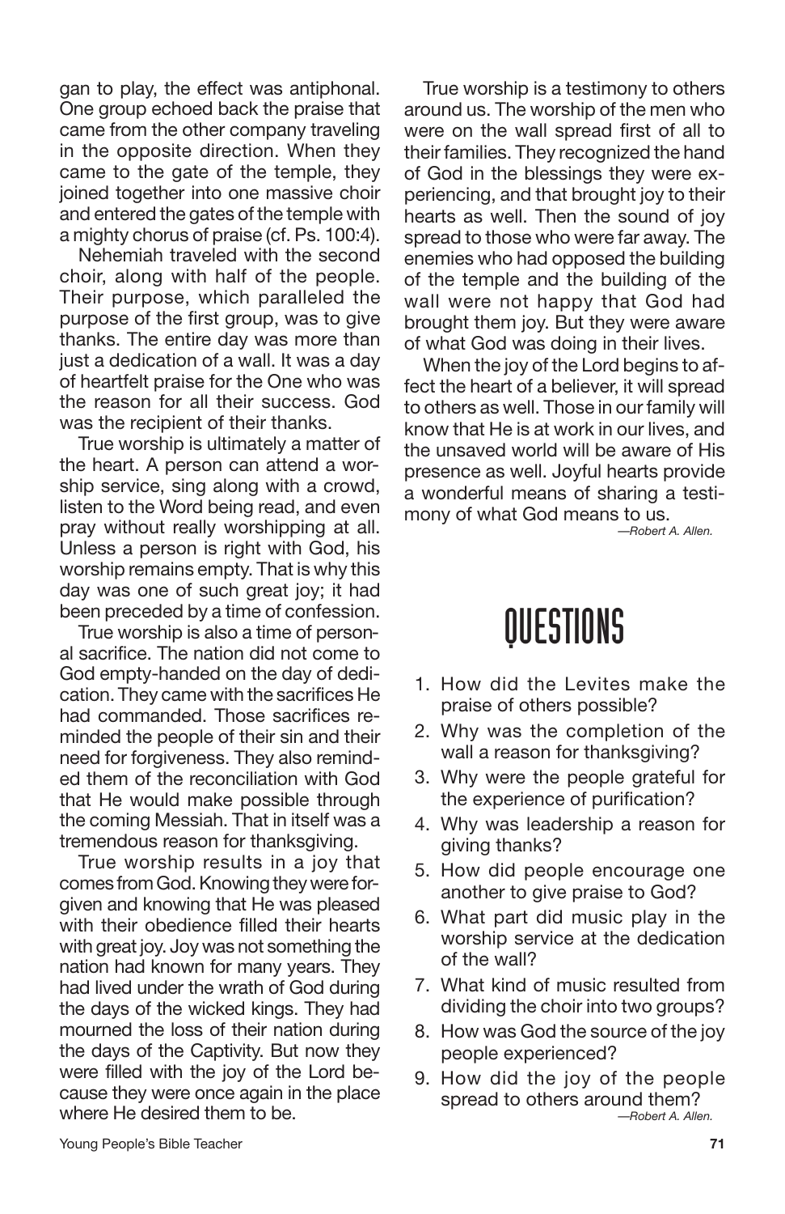gan to play, the effect was antiphonal. One group echoed back the praise that came from the other company traveling in the opposite direction. When they came to the gate of the temple, they joined together into one massive choir and entered the gates of the temple with a mighty chorus of praise (cf. Ps. 100:4).

Nehemiah traveled with the second choir, along with half of the people. Their purpose, which paralleled the purpose of the first group, was to give thanks. The entire day was more than just a dedication of a wall. It was a day of heartfelt praise for the One who was the reason for all their success. God was the recipient of their thanks.

True worship is ultimately a matter of the heart. A person can attend a worship service, sing along with a crowd, listen to the Word being read, and even pray without really worshipping at all. Unless a person is right with God, his worship remains empty. That is why this day was one of such great joy; it had been preceded by a time of confession.

True worship is also a time of personal sacrifice. The nation did not come to God empty-handed on the day of dedication. They came with the sacrifices He had commanded. Those sacrifices reminded the people of their sin and their need for forgiveness. They also reminded them of the reconciliation with God that He would make possible through the coming Messiah. That in itself was a tremendous reason for thanksgiving.

True worship results in a joy that comes from God. Knowing they were forgiven and knowing that He was pleased with their obedience filled their hearts with great joy. Joy was not something the nation had known for many years. They had lived under the wrath of God during the days of the wicked kings. They had mourned the loss of their nation during the days of the Captivity. But now they were filled with the joy of the Lord because they were once again in the place where He desired them to be.

True worship is a testimony to others around us. The worship of the men who were on the wall spread first of all to their families. They recognized the hand of God in the blessings they were experiencing, and that brought joy to their hearts as well. Then the sound of joy spread to those who were far away. The enemies who had opposed the building of the temple and the building of the wall were not happy that God had brought them joy. But they were aware of what God was doing in their lives.

When the joy of the Lord begins to affect the heart of a believer, it will spread to others as well. Those in our family will know that He is at work in our lives, and the unsaved world will be aware of His presence as well. Joyful hearts provide a wonderful means of sharing a testimony of what God means to us.

*—Robert A. Allen.*

# QUESTIONS

1. How did the Levites make the praise of others possible?
2. Why was the completion of the wall a reason for thanksgiving?
3. Why were the people grateful for the experience of purification?
4. Why was leadership a reason for giving thanks?
5. How did people encourage one another to give praise to God?
6. What part did music play in the worship service at the dedication of the wall?
7. What kind of music resulted from dividing the choir into two groups?
8. How was God the source of the joy people experienced?
9. How did the joy of the people spread to others around them?

*—Robert A. Allen.*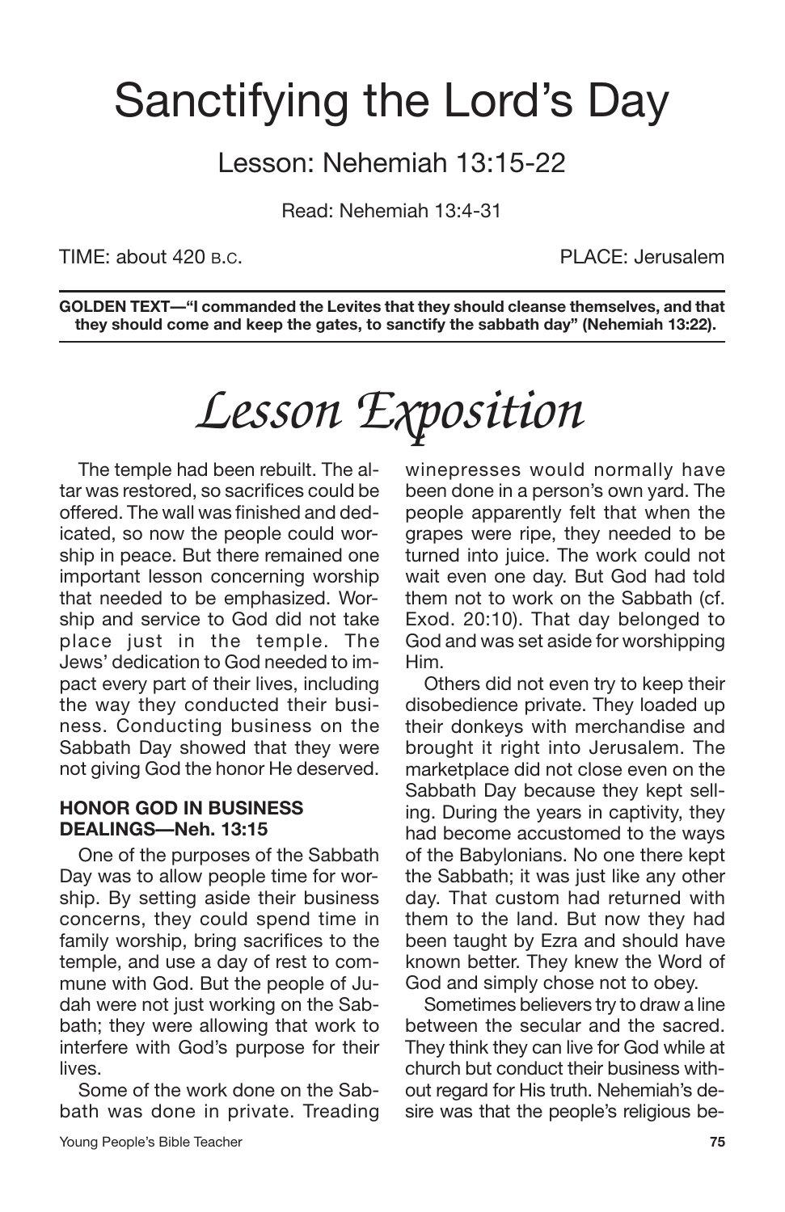# Sanctifying the Lord's Day

## Lesson: Nehemiah 13:15-22

Read: Nehemiah 13:4-31

TIME: about 420 B.C. PLACE: Jerusalem

**GOLDEN TEXT—"I commanded the Levites that they should cleanse themselves, and that they should come and keep the gates, to sanctify the sabbath day" (Nehemiah 13:22).**

# *Lesson Exposition*

The temple had been rebuilt. The altar was restored, so sacrifices could be offered. The wall was finished and dedicated, so now the people could worship in peace. But there remained one important lesson concerning worship that needed to be emphasized. Worship and service to God did not take place just in the temple. The Jews' dedication to God needed to impact every part of their lives, including the way they conducted their business. Conducting business on the Sabbath Day showed that they were not giving God the honor He deserved.

### HONOR GOD IN BUSINESS DEALINGS—Neh. 13:15

One of the purposes of the Sabbath Day was to allow people time for worship. By setting aside their business concerns, they could spend time in family worship, bring sacrifices to the temple, and use a day of rest to commune with God. But the people of Judah were not just working on the Sabbath; they were allowing that work to interfere with God's purpose for their lives.

Some of the work done on the Sabbath was done in private. Treading winepresses would normally have been done in a person's own yard. The people apparently felt that when the grapes were ripe, they needed to be turned into juice. The work could not wait even one day. But God had told them not to work on the Sabbath (cf. Exod. 20:10). That day belonged to God and was set aside for worshipping Him.

Others did not even try to keep their disobedience private. They loaded up their donkeys with merchandise and brought it right into Jerusalem. The marketplace did not close even on the Sabbath Day because they kept selling. During the years in captivity, they had become accustomed to the ways of the Babylonians. No one there kept the Sabbath; it was just like any other day. That custom had returned with them to the land. But now they had been taught by Ezra and should have known better. They knew the Word of God and simply chose not to obey.

Sometimes believers try to draw a line between the secular and the sacred. They think they can live for God while at church but conduct their business without regard for His truth. Nehemiah's desire was that the people's religious be-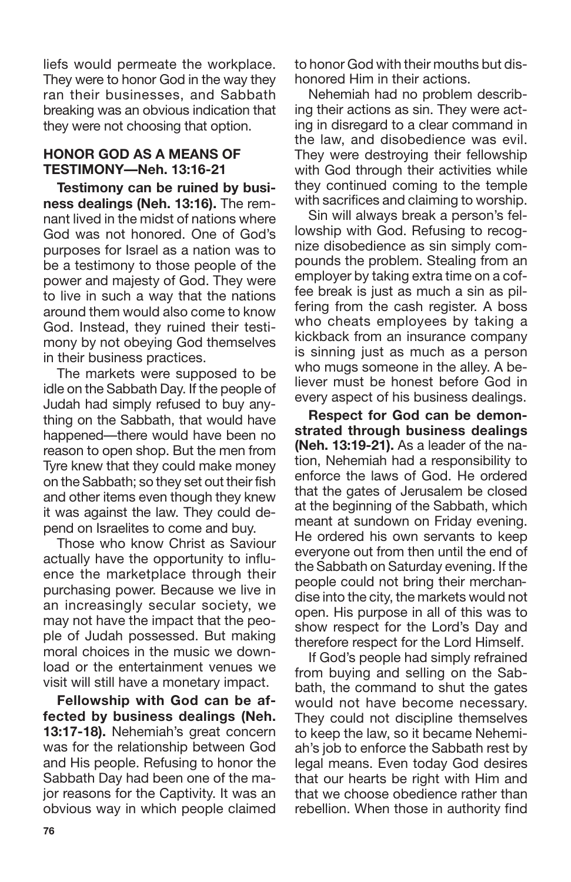liefs would permeate the workplace. They were to honor God in the way they ran their businesses, and Sabbath breaking was an obvious indication that they were not choosing that option.

### HONOR GOD AS A MEANS OF TESTIMONY—Neh. 13:16-21

**Testimony can be ruined by business dealings (Neh. 13:16).** The remnant lived in the midst of nations where God was not honored. One of God's purposes for Israel as a nation was to be a testimony to those people of the power and majesty of God. They were to live in such a way that the nations around them would also come to know God. Instead, they ruined their testimony by not obeying God themselves in their business practices.

The markets were supposed to be idle on the Sabbath Day. If the people of Judah had simply refused to buy anything on the Sabbath, that would have happened—there would have been no reason to open shop. But the men from Tyre knew that they could make money on the Sabbath; so they set out their fish and other items even though they knew it was against the law. They could depend on Israelites to come and buy.

Those who know Christ as Saviour actually have the opportunity to influence the marketplace through their purchasing power. Because we live in an increasingly secular society, we may not have the impact that the people of Judah possessed. But making moral choices in the music we download or the entertainment venues we visit will still have a monetary impact.

**Fellowship with God can be affected by business dealings (Neh. 13:17-18).** Nehemiah's great concern was for the relationship between God and His people. Refusing to honor the Sabbath Day had been one of the major reasons for the Captivity. It was an obvious way in which people claimed to honor God with their mouths but dishonored Him in their actions.

Nehemiah had no problem describing their actions as sin. They were acting in disregard to a clear command in the law, and disobedience was evil. They were destroying their fellowship with God through their activities while they continued coming to the temple with sacrifices and claiming to worship.

Sin will always break a person's fellowship with God. Refusing to recognize disobedience as sin simply compounds the problem. Stealing from an employer by taking extra time on a coffee break is just as much a sin as pilfering from the cash register. A boss who cheats employees by taking a kickback from an insurance company is sinning just as much as a person who mugs someone in the alley. A believer must be honest before God in every aspect of his business dealings.

**Respect for God can be demonstrated through business dealings (Neh. 13:19-21).** As a leader of the nation, Nehemiah had a responsibility to enforce the laws of God. He ordered that the gates of Jerusalem be closed at the beginning of the Sabbath, which meant at sundown on Friday evening. He ordered his own servants to keep everyone out from then until the end of the Sabbath on Saturday evening. If the people could not bring their merchandise into the city, the markets would not open. His purpose in all of this was to show respect for the Lord's Day and therefore respect for the Lord Himself.

If God's people had simply refrained from buying and selling on the Sabbath, the command to shut the gates would not have become necessary. They could not discipline themselves to keep the law, so it became Nehemiah's job to enforce the Sabbath rest by legal means. Even today God desires that our hearts be right with Him and that we choose obedience rather than rebellion. When those in authority find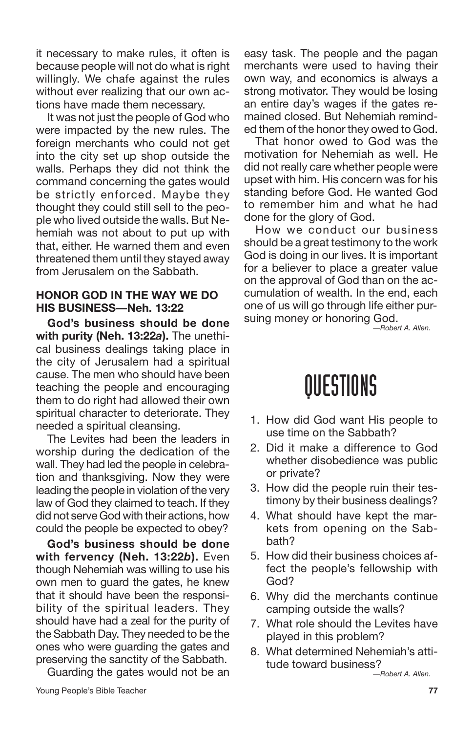it necessary to make rules, it often is because people will not do what is right willingly. We chafe against the rules without ever realizing that our own actions have made them necessary.

It was not just the people of God who were impacted by the new rules. The foreign merchants who could not get into the city set up shop outside the walls. Perhaps they did not think the command concerning the gates would be strictly enforced. Maybe they thought they could still sell to the people who lived outside the walls. But Nehemiah was not about to put up with that, either. He warned them and even threatened them until they stayed away from Jerusalem on the Sabbath.

### HONOR GOD IN THE WAY WE DO HIS BUSINESS—Neh. 13:22

**God's business should be done with purity (Neh. 13:22*a*).** The unethical business dealings taking place in the city of Jerusalem had a spiritual cause. The men who should have been teaching the people and encouraging them to do right had allowed their own spiritual character to deteriorate. They needed a spiritual cleansing.

The Levites had been the leaders in worship during the dedication of the wall. They had led the people in celebration and thanksgiving. Now they were leading the people in violation of the very law of God they claimed to teach. If they did not serve God with their actions, how could the people be expected to obey?

**God's business should be done with fervency (Neh. 13:22*b*).** Even though Nehemiah was willing to use his own men to guard the gates, he knew that it should have been the responsibility of the spiritual leaders. They should have had a zeal for the purity of the Sabbath Day. They needed to be the ones who were guarding the gates and preserving the sanctity of the Sabbath.

Guarding the gates would not be an easy task. The people and the pagan merchants were used to having their own way, and economics is always a strong motivator. They would be losing an entire day's wages if the gates remained closed. But Nehemiah reminded them of the honor they owed to God.

That honor owed to God was the motivation for Nehemiah as well. He did not really care whether people were upset with him. His concern was for his standing before God. He wanted God to remember him and what he had done for the glory of God.

How we conduct our business should be a great testimony to the work God is doing in our lives. It is important for a believer to place a greater value on the approval of God than on the accumulation of wealth. In the end, each one of us will go through life either pursuing money or honoring God.

*—Robert A. Allen.*

## QUESTIONS

1. How did God want His people to use time on the Sabbath?
2. Did it make a difference to God whether disobedience was public or private?
3. How did the people ruin their testimony by their business dealings?
4. What should have kept the markets from opening on the Sabbath?
5. How did their business choices affect the people's fellowship with God?
6. Why did the merchants continue camping outside the walls?
7. What role should the Levites have played in this problem?
8. What determined Nehemiah's attitude toward business?

*—Robert A. Allen.*